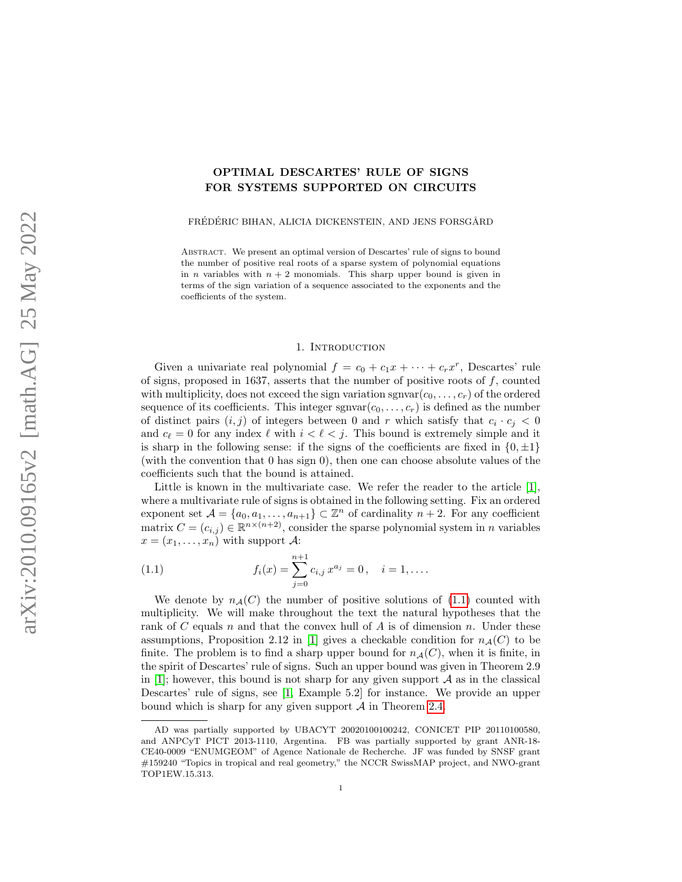# OPTIMAL DESCARTES' RULE OF SIGNS FOR SYSTEMS SUPPORTED ON CIRCUITS

FRÉDÉRIC BIHAN, ALICIA DICKENSTEIN, AND JENS FORSGÅRD

Abstract. We present an optimal version of Descartes' rule of signs to bound the number of positive real roots of a sparse system of polynomial equations in $n$ variables with $n+2$ monomials. This sharp upper bound is given in terms of the sign variation of a sequence associated to the exponents and the coefficients of the system.

## 1. Introduction

Given a univariate real polynomial $f = c_0 + c_1 x + \cdots + c_r x^r$, Descartes' rule of signs, proposed in 1637, asserts that the number of positive roots of $f$, counted with multiplicity, does not exceed the sign variation $\operatorname{sgnvar}(c_0, \ldots, c_r)$ of the ordered sequence of its coefficients. This integer $\operatorname{sgnvar}(c_0, \ldots, c_r)$ is defined as the number of distinct pairs $(i, j)$ of integers between 0 and $r$ which satisfy that $c_i \cdot c_j < 0$ and $c_\ell = 0$ for any index $\ell$ with $i < \ell < j$. This bound is extremely simple and it is sharp in the following sense: if the signs of the coefficients are fixed in $\{0, \pm 1\}$ (with the convention that 0 has sign 0), then one can choose absolute values of the coefficients such that the bound is attained.

Little is known in the multivariate case. We refer the reader to the article [1], where a multivariate rule of signs is obtained in the following setting. Fix an ordered exponent set $\mathcal{A} = \{a_0, a_1, \ldots, a_{n+1}\} \subset \mathbb{Z}^n$ of cardinality $n+2$. For any coefficient matrix $C = (c_{i,j}) \in \mathbb{R}^{n \times (n+2)}$, consider the sparse polynomial system in $n$ variables $x = (x_1, \ldots, x_n)$ with support $\mathcal{A}$:

$$f_i(x) = \sum_{j=0}^{n+1} c_{i,j}\, x^{a_j} = 0\,, \quad i = 1, \ldots . \tag{1.1}$$

We denote by $n_{\mathcal{A}}(C)$ the number of positive solutions of (1.1) counted with multiplicity. We will make throughout the text the natural hypotheses that the rank of $C$ equals $n$ and that the convex hull of $A$ is of dimension $n$. Under these assumptions, Proposition 2.12 in [1] gives a checkable condition for $n_{\mathcal{A}}(C)$ to be finite. The problem is to find a sharp upper bound for $n_{\mathcal{A}}(C)$, when it is finite, in the spirit of Descartes' rule of signs. Such an upper bound was given in Theorem 2.9 in [1]; however, this bound is not sharp for any given support $\mathcal{A}$ as in the classical Descartes' rule of signs, see [1, Example 5.2] for instance. We provide an upper bound which is sharp for any given support $\mathcal{A}$ in Theorem 2.4.

---

AD was partially supported by UBACYT 20020100100242, CONICET PIP 20110100580, and ANPCyT PICT 2013-1110, Argentina. FB was partially supported by grant ANR-18-CE40-0009 "ENUMGEOM" of Agence Nationale de Recherche. JF was funded by SNSF grant #159240 "Topics in tropical and real geometry," the NCCR SwissMAP project, and NWO-grant TOP1EW.15.313.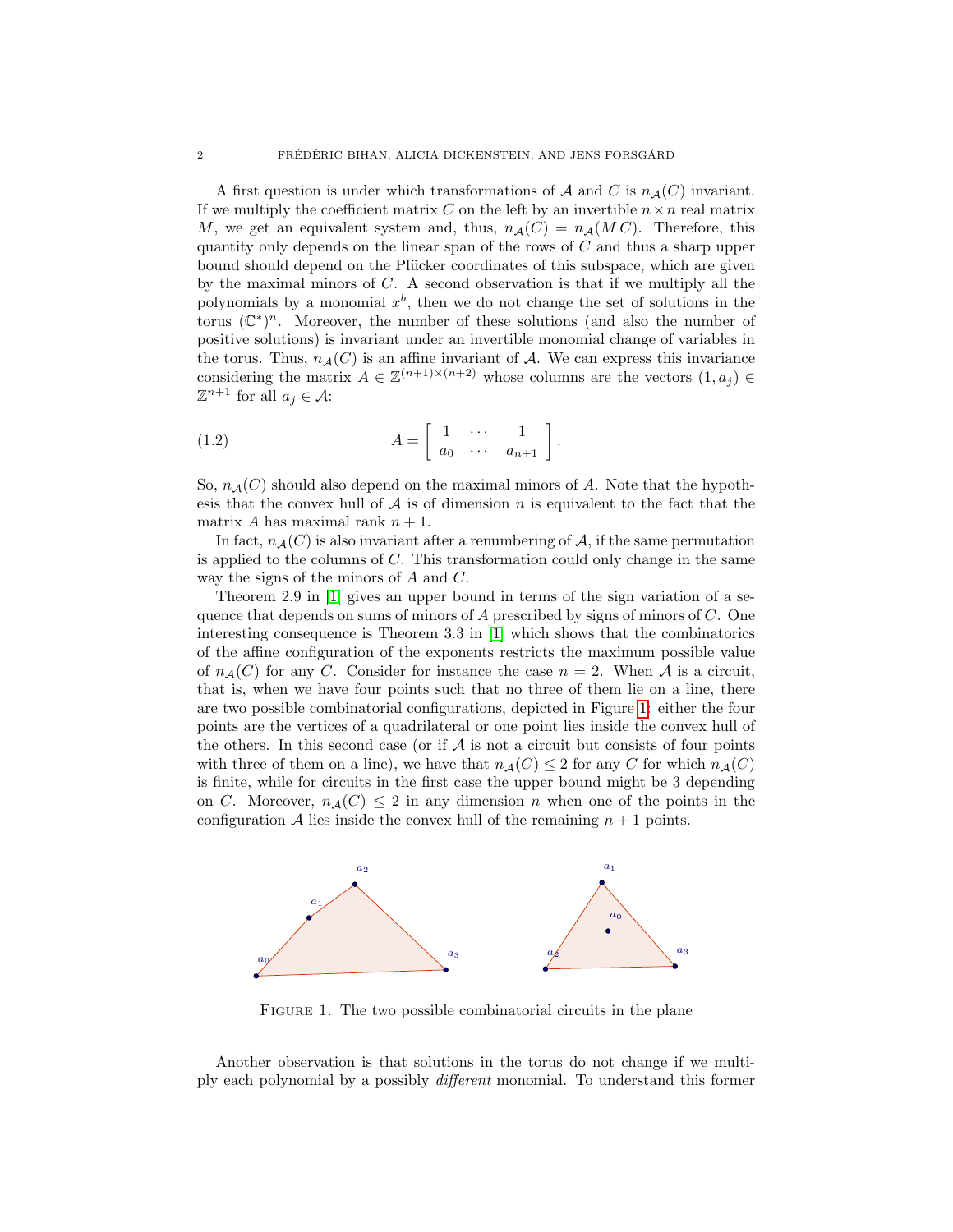A first question is under which transformations of $\mathcal{A}$ and $C$ is $n_{\mathcal{A}}(C)$ invariant. If we multiply the coefficient matrix $C$ on the left by an invertible $n \times n$ real matrix $M$, we get an equivalent system and, thus, $n_{\mathcal{A}}(C) = n_{\mathcal{A}}(M\,C)$. Therefore, this quantity only depends on the linear span of the rows of $C$ and thus a sharp upper bound should depend on the Plücker coordinates of this subspace, which are given by the maximal minors of $C$. A second observation is that if we multiply all the polynomials by a monomial $x^b$, then we do not change the set of solutions in the torus $(\mathbb{C}^*)^n$. Moreover, the number of these solutions (and also the number of positive solutions) is invariant under an invertible monomial change of variables in the torus. Thus, $n_{\mathcal{A}}(C)$ is an affine invariant of $\mathcal{A}$. We can express this invariance considering the matrix $A \in \mathbb{Z}^{(n+1)\times(n+2)}$ whose columns are the vectors $(1, a_j) \in \mathbb{Z}^{n+1}$ for all $a_j \in \mathcal{A}$:

$$A = \begin{bmatrix} 1 & \cdots & 1 \\ a_0 & \cdots & a_{n+1} \end{bmatrix}. \tag{1.2}$$

So, $n_{\mathcal{A}}(C)$ should also depend on the maximal minors of $A$. Note that the hypothesis that the convex hull of $\mathcal{A}$ is of dimension $n$ is equivalent to the fact that the matrix $A$ has maximal rank $n+1$.

In fact, $n_{\mathcal{A}}(C)$ is also invariant after a renumbering of $\mathcal{A}$, if the same permutation is applied to the columns of $C$. This transformation could only change in the same way the signs of the minors of $A$ and $C$.

Theorem 2.9 in [1] gives an upper bound in terms of the sign variation of a sequence that depends on sums of minors of $A$ prescribed by signs of minors of $C$. One interesting consequence is Theorem 3.3 in [1] which shows that the combinatorics of the affine configuration of the exponents restricts the maximum possible value of $n_{\mathcal{A}}(C)$ for any $C$. Consider for instance the case $n = 2$. When $\mathcal{A}$ is a circuit, that is, when we have four points such that no three of them lie on a line, there are two possible combinatorial configurations, depicted in Figure 1: either the four points are the vertices of a quadrilateral or one point lies inside the convex hull of the others. In this second case (or if $\mathcal{A}$ is not a circuit but consists of four points with three of them on a line), we have that $n_{\mathcal{A}}(C) \leq 2$ for any $C$ for which $n_{\mathcal{A}}(C)$ is finite, while for circuits in the first case the upper bound might be 3 depending on $C$. Moreover, $n_{\mathcal{A}}(C) \leq 2$ in any dimension $n$ when one of the points in the configuration $\mathcal{A}$ lies inside the convex hull of the remaining $n+1$ points.

FIGURE 1. The two possible combinatorial circuits in the plane

Another observation is that solutions in the torus do not change if we multiply each polynomial by a possibly *different* monomial. To understand this former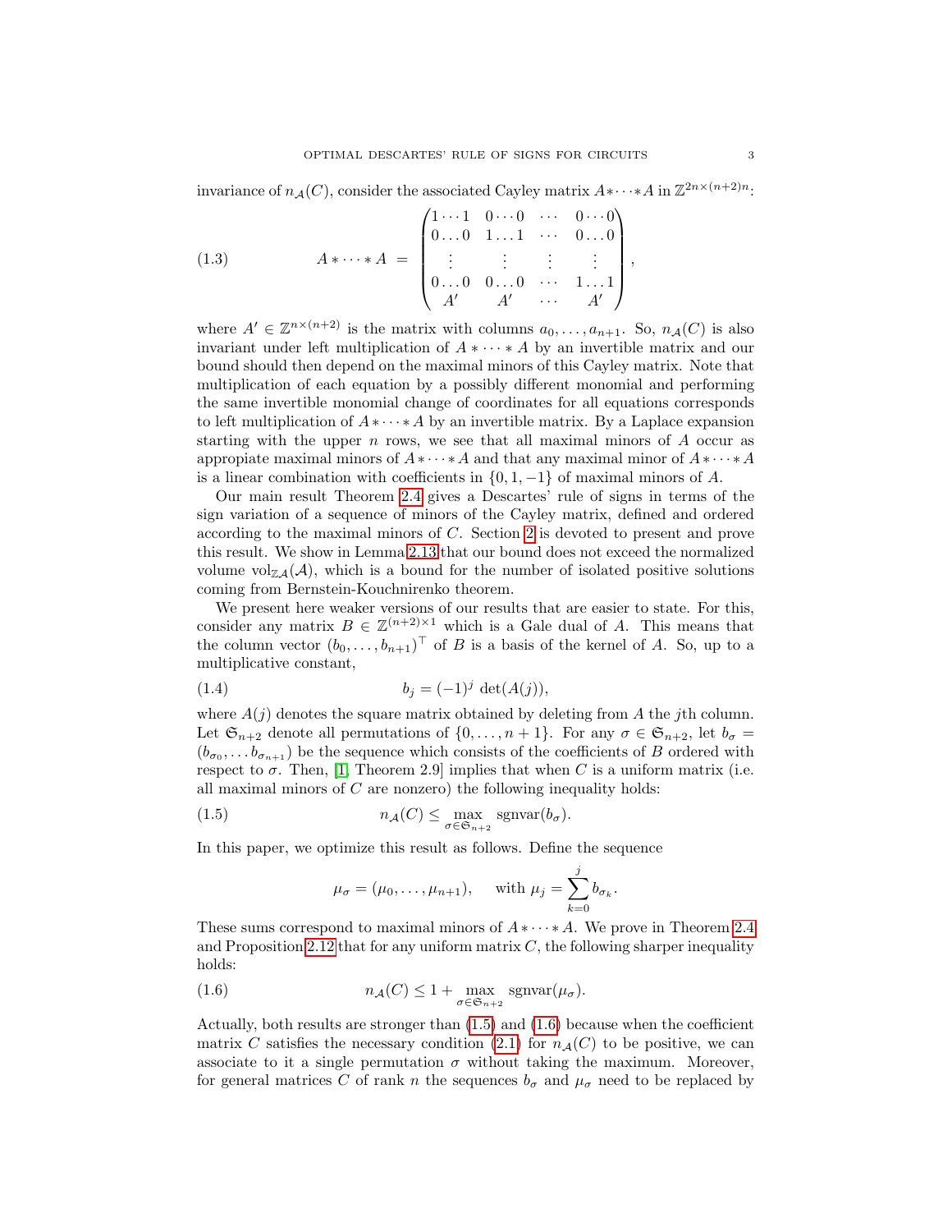invariance of $n_{\mathcal{A}}(C)$, consider the associated Cayley matrix $A*\cdots*A$ in $\mathbb{Z}^{2n\times(n+2)n}$:

$$
A*\cdots*A \;=\; \begin{pmatrix} 1\cdots 1 & 0\cdots 0 & \cdots & 0\cdots 0 \\ 0\ldots 0 & 1\ldots 1 & \cdots & 0\ldots 0 \\ \vdots & \vdots & \vdots & \vdots \\ 0\ldots 0 & 0\ldots 0 & \cdots & 1\ldots 1 \\ A' & A' & \cdots & A' \end{pmatrix}, \tag{1.3}
$$

where $A' \in \mathbb{Z}^{n\times(n+2)}$ is the matrix with columns $a_0, \ldots, a_{n+1}$. So, $n_{\mathcal{A}}(C)$ is also invariant under left multiplication of $A*\cdots*A$ by an invertible matrix and our bound should then depend on the maximal minors of this Cayley matrix. Note that multiplication of each equation by a possibly different monomial and performing the same invertible monomial change of coordinates for all equations corresponds to left multiplication of $A*\cdots*A$ by an invertible matrix. By a Laplace expansion starting with the upper $n$ rows, we see that all maximal minors of $A$ occur as appropiate maximal minors of $A*\cdots*A$ and that any maximal minor of $A*\cdots*A$ is a linear combination with coefficients in $\{0, 1, -1\}$ of maximal minors of $A$.

Our main result Theorem 2.4 gives a Descartes' rule of signs in terms of the sign variation of a sequence of minors of the Cayley matrix, defined and ordered according to the maximal minors of $C$. Section 2 is devoted to present and prove this result. We show in Lemma 2.13 that our bound does not exceed the normalized volume $\mathrm{vol}_{\mathbb{Z}\mathcal{A}}(\mathcal{A})$, which is a bound for the number of isolated positive solutions coming from Bernstein-Kouchnirenko theorem.

We present here weaker versions of our results that are easier to state. For this, consider any matrix $B \in \mathbb{Z}^{(n+2)\times 1}$ which is a Gale dual of $A$. This means that the column vector $(b_0, \ldots, b_{n+1})^{\top}$ of $B$ is a basis of the kernel of $A$. So, up to a multiplicative constant,

$$
b_j = (-1)^j \, \det(A(j)), \tag{1.4}
$$

where $A(j)$ denotes the square matrix obtained by deleting from $A$ the $j$th column. Let $\mathfrak{S}_{n+2}$ denote all permutations of $\{0, \ldots, n+1\}$. For any $\sigma \in \mathfrak{S}_{n+2}$, let $b_\sigma = (b_{\sigma_0}, \ldots b_{\sigma_{n+1}})$ be the sequence which consists of the coefficients of $B$ ordered with respect to $\sigma$. Then, [1, Theorem 2.9] implies that when $C$ is a uniform matrix (i.e. all maximal minors of $C$ are nonzero) the following inequality holds:

$$
n_{\mathcal{A}}(C) \leq \max_{\sigma\in\mathfrak{S}_{n+2}} \mathrm{sgnvar}(b_\sigma). \tag{1.5}
$$

In this paper, we optimize this result as follows. Define the sequence

$$
\mu_\sigma = (\mu_0, \ldots, \mu_{n+1}), \qquad \text{with } \mu_j = \sum_{k=0}^{j} b_{\sigma_k}.
$$

These sums correspond to maximal minors of $A*\cdots*A$. We prove in Theorem 2.4 and Proposition 2.12 that for any uniform matrix $C$, the following sharper inequality holds:

$$
n_{\mathcal{A}}(C) \leq 1 + \max_{\sigma\in\mathfrak{S}_{n+2}} \mathrm{sgnvar}(\mu_\sigma). \tag{1.6}
$$

Actually, both results are stronger than (1.5) and (1.6) because when the coefficient matrix $C$ satisfies the necessary condition (2.1) for $n_{\mathcal{A}}(C)$ to be positive, we can associate to it a single permutation $\sigma$ without taking the maximum. Moreover, for general matrices $C$ of rank $n$ the sequences $b_\sigma$ and $\mu_\sigma$ need to be replaced by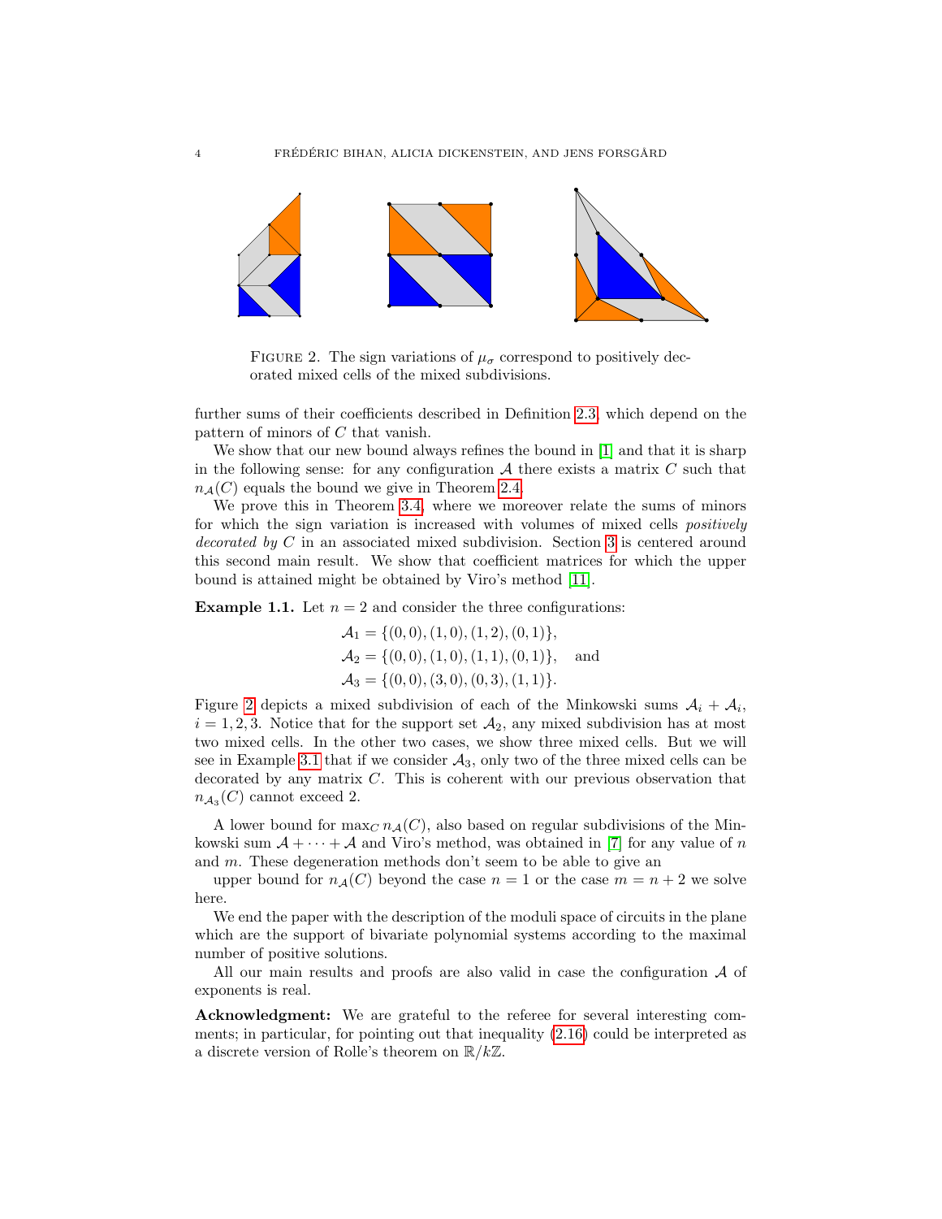FIGURE 2. The sign variations of $\mu_\sigma$ correspond to positively decorated mixed cells of the mixed subdivisions.

further sums of their coefficients described in Definition 2.3, which depend on the pattern of minors of $C$ that vanish.

We show that our new bound always refines the bound in [1] and that it is sharp in the following sense: for any configuration $\mathcal{A}$ there exists a matrix $C$ such that $n_{\mathcal{A}}(C)$ equals the bound we give in Theorem 2.4.

We prove this in Theorem 3.4, where we moreover relate the sums of minors for which the sign variation is increased with volumes of mixed cells *positively decorated by* $C$ in an associated mixed subdivision. Section 3 is centered around this second main result. We show that coefficient matrices for which the upper bound is attained might be obtained by Viro's method [11].

**Example 1.1.** Let $n = 2$ and consider the three configurations:

$$\mathcal{A}_1 = \{(0,0),(1,0),(1,2),(0,1)\},$$
$$\mathcal{A}_2 = \{(0,0),(1,0),(1,1),(0,1)\}, \quad \text{and}$$
$$\mathcal{A}_3 = \{(0,0),(3,0),(0,3),(1,1)\}.$$

Figure 2 depicts a mixed subdivision of each of the Minkowski sums $\mathcal{A}_i + \mathcal{A}_i$, $i = 1,2,3$. Notice that for the support set $\mathcal{A}_2$, any mixed subdivision has at most two mixed cells. In the other two cases, we show three mixed cells. But we will see in Example 3.1 that if we consider $\mathcal{A}_3$, only two of the three mixed cells can be decorated by any matrix $C$. This is coherent with our previous observation that $n_{\mathcal{A}_3}(C)$ cannot exceed 2.

A lower bound for $\max_C n_{\mathcal{A}}(C)$, also based on regular subdivisions of the Minkowski sum $\mathcal{A} + \cdots + \mathcal{A}$ and Viro's method, was obtained in [7] for any value of $n$ and $m$. These degeneration methods don't seem to be able to give an upper bound for $n_{\mathcal{A}}(C)$ beyond the case $n = 1$ or the case $m = n + 2$ we solve here.

We end the paper with the description of the moduli space of circuits in the plane which are the support of bivariate polynomial systems according to the maximal number of positive solutions.

All our main results and proofs are also valid in case the configuration $\mathcal{A}$ of exponents is real.

**Acknowledgment:** We are grateful to the referee for several interesting comments; in particular, for pointing out that inequality (2.16) could be interpreted as a discrete version of Rolle's theorem on $\mathbb{R}/k\mathbb{Z}$.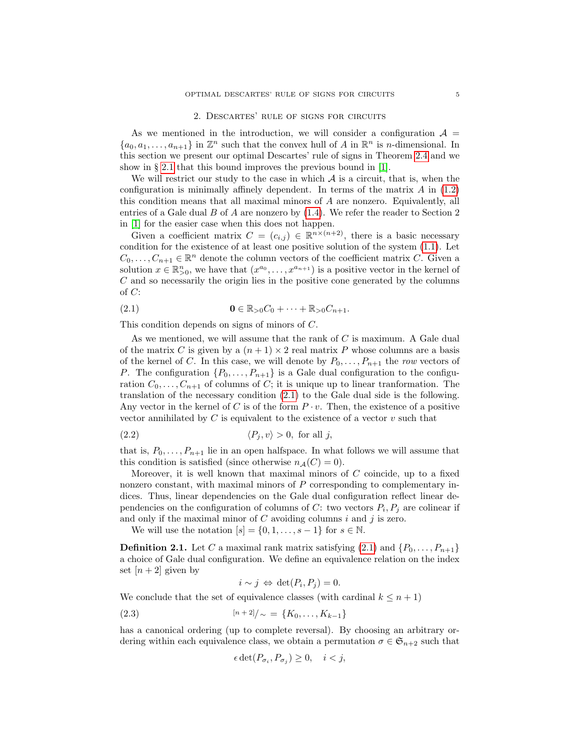## 2. Descartes' rule of signs for circuits

As we mentioned in the introduction, we will consider a configuration $\mathcal{A} = \{a_0, a_1, \dots, a_{n+1}\}$ in $\mathbb{Z}^n$ such that the convex hull of $A$ in $\mathbb{R}^n$ is $n$-dimensional. In this section we present our optimal Descartes' rule of signs in Theorem 2.4 and we show in § 2.1 that this bound improves the previous bound in [1].

We will restrict our study to the case in which $\mathcal{A}$ is a circuit, that is, when the configuration is minimally affinely dependent. In terms of the matrix $A$ in (1.2) this condition means that all maximal minors of $A$ are nonzero. Equivalently, all entries of a Gale dual $B$ of $A$ are nonzero by (1.4). We refer the reader to Section 2 in [1] for the easier case when this does not happen.

Given a coefficient matrix $C = (c_{i,j}) \in \mathbb{R}^{n\times(n+2)}$, there is a basic necessary condition for the existence of at least one positive solution of the system (1.1). Let $C_0, \dots, C_{n+1} \in \mathbb{R}^n$ denote the column vectors of the coefficient matrix $C$. Given a solution $x \in \mathbb{R}^n_{>0}$, we have that $(x^{a_0}, \dots, x^{a_{n+1}})$ is a positive vector in the kernel of $C$ and so necessarily the origin lies in the positive cone generated by the columns of $C$:

$$\mathbf{0} \in \mathbb{R}_{>0}C_0 + \cdots + \mathbb{R}_{>0}C_{n+1}. \tag{2.1}$$

This condition depends on signs of minors of $C$.

As we mentioned, we will assume that the rank of $C$ is maximum. A Gale dual of the matrix $C$ is given by a $(n+1)\times 2$ real matrix $P$ whose columns are a basis of the kernel of $C$. In this case, we will denote by $P_0, \dots, P_{n+1}$ the *row* vectors of $P$. The configuration $\{P_0, \dots, P_{n+1}\}$ is a Gale dual configuration to the configuration $C_0, \dots, C_{n+1}$ of columns of $C$; it is unique up to linear tranformation. The translation of the necessary condition (2.1) to the Gale dual side is the following. Any vector in the kernel of $C$ is of the form $P \cdot v$. Then, the existence of a positive vector annihilated by $C$ is equivalent to the existence of a vector $v$ such that

$$\langle P_j, v\rangle > 0, \text{ for all } j, \tag{2.2}$$

that is, $P_0, \dots, P_{n+1}$ lie in an open halfspace. In what follows we will assume that this condition is satisfied (since otherwise $n_{\mathcal{A}}(C) = 0$).

Moreover, it is well known that maximal minors of $C$ coincide, up to a fixed nonzero constant, with maximal minors of $P$ corresponding to complementary indices. Thus, linear dependencies on the Gale dual configuration reflect linear dependencies on the configuration of columns of $C$: two vectors $P_i, P_j$ are colinear if and only if the maximal minor of $C$ avoiding columns $i$ and $j$ is zero.

We will use the notation $[s] = \{0, 1, \dots, s-1\}$ for $s \in \mathbb{N}$.

**Definition 2.1.** Let $C$ a maximal rank matrix satisfying (2.1) and $\{P_0, \dots, P_{n+1}\}$ a choice of Gale dual configuration. We define an equivalence relation on the index set $[n+2]$ given by

$$i \sim j \Leftrightarrow \det(P_i, P_j) = 0.$$

We conclude that the set of equivalence classes (with cardinal $k \le n+1$)

$$^{[n+2]}/_{\sim} = \{K_0, \dots, K_{k-1}\} \tag{2.3}$$

has a canonical ordering (up to complete reversal). By choosing an arbitrary ordering within each equivalence class, we obtain a permutation $\sigma \in \mathfrak{S}_{n+2}$ such that

$$\epsilon \det(P_{\sigma_i}, P_{\sigma_j}) \ge 0, \quad i < j,$$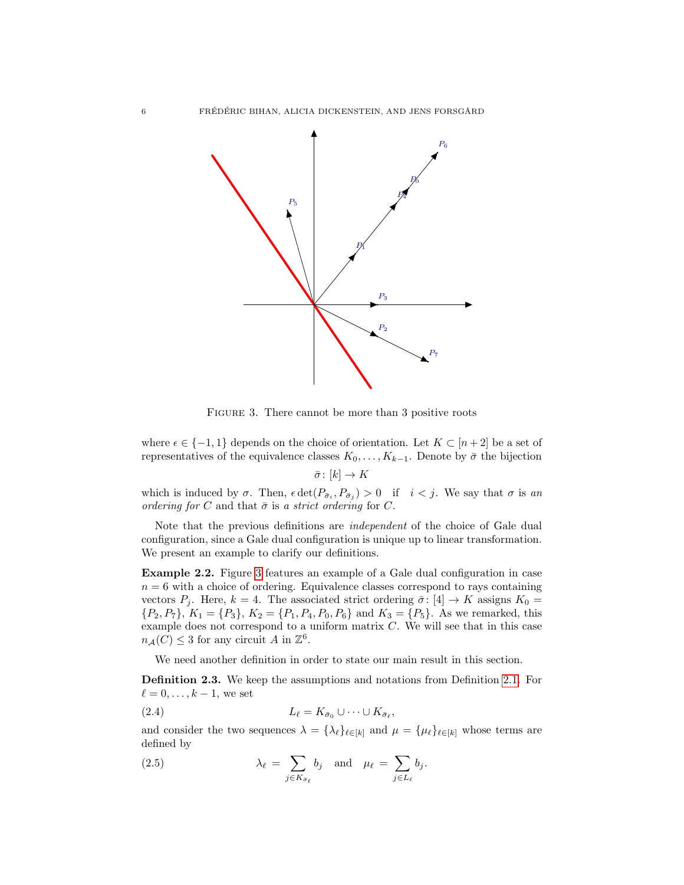FIGURE 3. There cannot be more than 3 positive roots

where $\epsilon \in \{-1, 1\}$ depends on the choice of orientation. Let $K \subset [n+2]$ be a set of representatives of the equivalence classes $K_0, \ldots, K_{k-1}$. Denote by $\bar{\sigma}$ the bijection

$$\bar{\sigma} \colon [k] \to K$$

which is induced by $\sigma$. Then, $\epsilon \det(P_{\bar{\sigma}_i}, P_{\bar{\sigma}_j}) > 0 \quad \text{if} \quad i < j$. We say that $\sigma$ is *an ordering for* $C$ and that $\bar{\sigma}$ is *a strict ordering* for $C$.

Note that the previous definitions are *independent* of the choice of Gale dual configuration, since a Gale dual configuration is unique up to linear transformation. We present an example to clarify our definitions.

**Example 2.2.** Figure 3 features an example of a Gale dual configuration in case $n = 6$ with a choice of ordering. Equivalence classes correspond to rays containing vectors $P_j$. Here, $k = 4$. The associated strict ordering $\bar{\sigma} \colon [4] \to K$ assigns $K_0 = \{P_2, P_7\}$, $K_1 = \{P_3\}$, $K_2 = \{P_1, P_4, P_0, P_6\}$ and $K_3 = \{P_5\}$. As we remarked, this example does not correspond to a uniform matrix $C$. We will see that in this case $n_{\mathcal{A}}(C) \leq 3$ for any circuit $A$ in $\mathbb{Z}^6$.

We need another definition in order to state our main result in this section.

**Definition 2.3.** We keep the assumptions and notations from Definition 2.1. For $\ell = 0, \ldots, k-1$, we set

$$L_\ell = K_{\bar{\sigma}_0} \cup \cdots \cup K_{\bar{\sigma}_\ell}, \tag{2.4}$$

and consider the two sequences $\lambda = \{\lambda_\ell\}_{\ell \in [k]}$ and $\mu = \{\mu_\ell\}_{\ell \in [k]}$ whose terms are defined by

$$\lambda_\ell = \sum_{j \in K_{\bar{\sigma}_\ell}} b_j \quad \text{and} \quad \mu_\ell = \sum_{j \in L_\ell} b_j. \tag{2.5}$$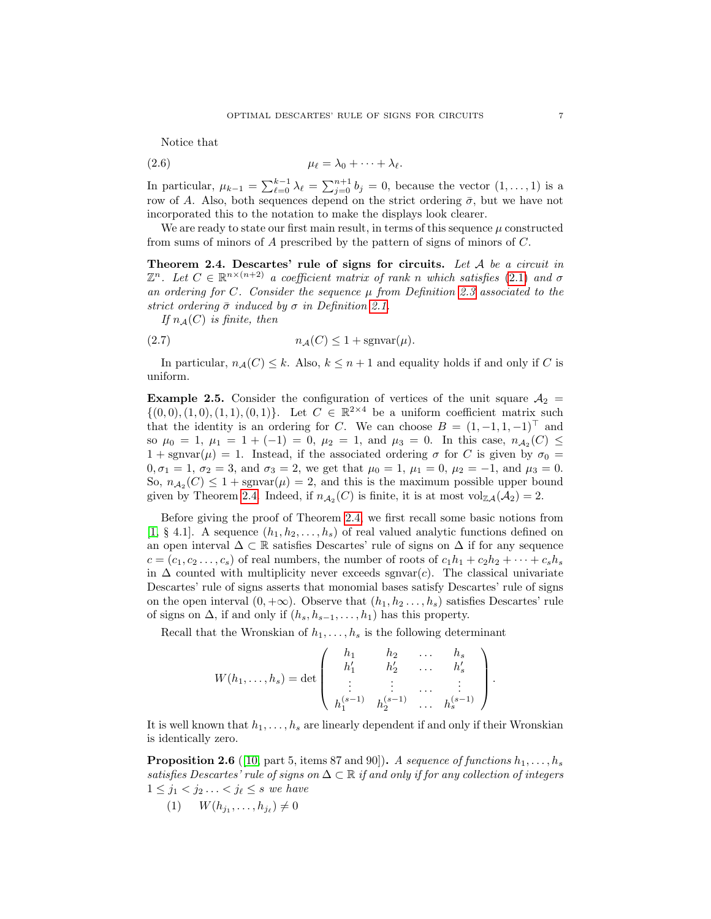Notice that

$$\mu_\ell = \lambda_0 + \cdots + \lambda_\ell. \tag{2.6}$$

In particular, $\mu_{k-1} = \sum_{\ell=0}^{k-1} \lambda_\ell = \sum_{j=0}^{n+1} b_j = 0$, because the vector $(1, \ldots, 1)$ is a row of $A$. Also, both sequences depend on the strict ordering $\bar{\sigma}$, but we have not incorporated this to the notation to make the displays look clearer.

We are ready to state our first main result, in terms of this sequence $\mu$ constructed from sums of minors of $A$ prescribed by the pattern of signs of minors of $C$.

**Theorem 2.4. Descartes' rule of signs for circuits.** *Let $\mathcal{A}$ be a circuit in $\mathbb{Z}^n$. Let $C \in \mathbb{R}^{n\times(n+2)}$ a coefficient matrix of rank $n$ which satisfies (2.1) and $\sigma$ an ordering for $C$. Consider the sequence $\mu$ from Definition 2.3 associated to the strict ordering $\bar{\sigma}$ induced by $\sigma$ in Definition 2.1.*

*If $n_{\mathcal{A}}(C)$ is finite, then*

$$n_{\mathcal{A}}(C) \leq 1 + \mathrm{sgnvar}(\mu). \tag{2.7}$$

In particular, $n_{\mathcal{A}}(C) \leq k$. Also, $k \leq n+1$ and equality holds if and only if $C$ is uniform.

**Example 2.5.** Consider the configuration of vertices of the unit square $\mathcal{A}_2 = \{(0,0),(1,0),(1,1),(0,1)\}$. Let $C \in \mathbb{R}^{2\times 4}$ be a uniform coefficient matrix such that the identity is an ordering for $C$. We can choose $B = (1,-1,1,-1)^\top$ and so $\mu_0 = 1$, $\mu_1 = 1 + (-1) = 0$, $\mu_2 = 1$, and $\mu_3 = 0$. In this case, $n_{\mathcal{A}_2}(C) \leq 1 + \mathrm{sgnvar}(\mu) = 1$. Instead, if the associated ordering $\sigma$ for $C$ is given by $\sigma_0 = 0, \sigma_1 = 1$, $\sigma_2 = 3$, and $\sigma_3 = 2$, we get that $\mu_0 = 1$, $\mu_1 = 0$, $\mu_2 = -1$, and $\mu_3 = 0$. So, $n_{\mathcal{A}_2}(C) \leq 1 + \mathrm{sgnvar}(\mu) = 2$, and this is the maximum possible upper bound given by Theorem 2.4. Indeed, if $n_{\mathcal{A}_2}(C)$ is finite, it is at most $\mathrm{vol}_{\mathbb{Z}\mathcal{A}}(\mathcal{A}_2) = 2$.

Before giving the proof of Theorem 2.4, we first recall some basic notions from [1, § 4.1]. A sequence $(h_1, h_2, \ldots, h_s)$ of real valued analytic functions defined on an open interval $\Delta \subset \mathbb{R}$ satisfies Descartes' rule of signs on $\Delta$ if for any sequence $c = (c_1, c_2 \ldots, c_s)$ of real numbers, the number of roots of $c_1h_1 + c_2h_2 + \cdots + c_sh_s$ in $\Delta$ counted with multiplicity never exceeds $\mathrm{sgnvar}(c)$. The classical univariate Descartes' rule of signs asserts that monomial bases satisfy Descartes' rule of signs on the open interval $(0, +\infty)$. Observe that $(h_1, h_2 \ldots, h_s)$ satisfies Descartes' rule of signs on $\Delta$, if and only if $(h_s, h_{s-1}, \ldots, h_1)$ has this property.

Recall that the Wronskian of $h_1, \ldots, h_s$ is the following determinant

$$W(h_1, \ldots, h_s) = \det \begin{pmatrix} h_1 & h_2 & \ldots & h_s \\ h_1' & h_2' & \ldots & h_s' \\ \vdots & \vdots & \ldots & \vdots \\ h_1^{(s-1)} & h_2^{(s-1)} & \ldots & h_s^{(s-1)} \end{pmatrix}.$$

It is well known that $h_1, \ldots, h_s$ are linearly dependent if and only if their Wronskian is identically zero.

**Proposition 2.6** ([10, part 5, items 87 and 90])**.** *A sequence of functions $h_1, \ldots, h_s$ satisfies Descartes' rule of signs on $\Delta \subset \mathbb{R}$ if and only if for any collection of integers $1 \leq j_1 < j_2 \ldots < j_\ell \leq s$ we have*

(1) $W(h_{j_1}, \ldots, h_{j_\ell}) \neq 0$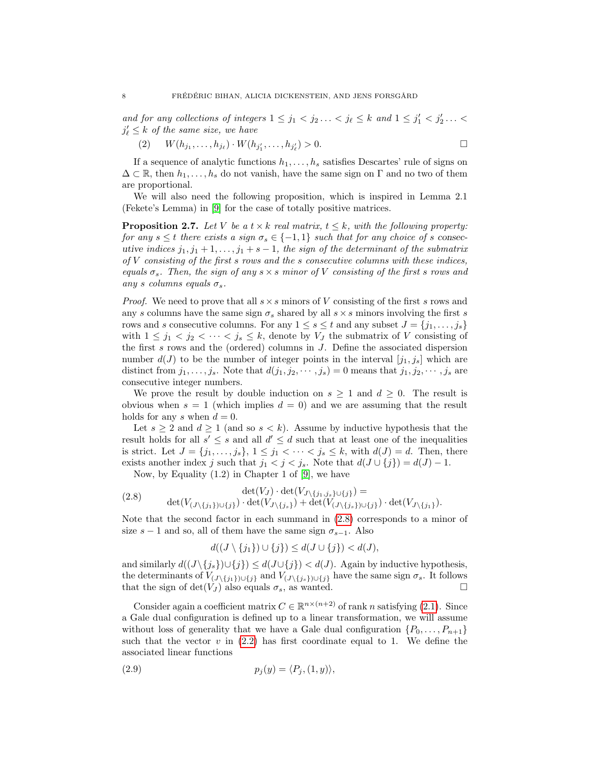*and for any collections of integers $1 \leq j_1 < j_2 \ldots < j_\ell \leq k$ and $1 \leq j'_1 < j'_2 \ldots < j'_\ell \leq k$ of the same size, we have*

$$(2) \qquad W(h_{j_1}, \ldots, h_{j_\ell}) \cdot W(h_{j'_1}, \ldots, h_{j'_\ell}) > 0. \qquad \square$$

If a sequence of analytic functions $h_1, \ldots, h_s$ satisfies Descartes' rule of signs on $\Delta \subset \mathbb{R}$, then $h_1, \ldots, h_s$ do not vanish, have the same sign on $\Gamma$ and no two of them are proportional.

We will also need the following proposition, which is inspired in Lemma 2.1 (Fekete's Lemma) in [9] for the case of totally positive matrices.

**Proposition 2.7.** *Let $V$ be a $t \times k$ real matrix, $t \leq k$, with the following property: for any $s \leq t$ there exists a sign $\sigma_s \in \{-1, 1\}$ such that for any choice of $s$ consecutive indices $j_1, j_1 + 1, \ldots, j_1 + s - 1$, the sign of the determinant of the submatrix of $V$ consisting of the first $s$ rows and the $s$ consecutive columns with these indices, equals $\sigma_s$. Then, the sign of any $s \times s$ minor of $V$ consisting of the first $s$ rows and any $s$ columns equals $\sigma_s$.*

*Proof.* We need to prove that all $s \times s$ minors of $V$ consisting of the first $s$ rows and any $s$ columns have the same sign $\sigma_s$ shared by all $s \times s$ minors involving the first $s$ rows and $s$ consecutive columns. For any $1 \leq s \leq t$ and any subset $J = \{j_1, \ldots, j_s\}$ with $1 \leq j_1 < j_2 < \cdots < j_s \leq k$, denote by $V_J$ the submatrix of $V$ consisting of the first $s$ rows and the (ordered) columns in $J$. Define the associated dispersion number $d(J)$ to be the number of integer points in the interval $[j_1, j_s]$ which are distinct from $j_1, \ldots, j_s$. Note that $d(j_1, j_2, \cdots, j_s) = 0$ means that $j_1, j_2, \cdots, j_s$ are consecutive integer numbers.

We prove the result by double induction on $s \geq 1$ and $d \geq 0$. The result is obvious when $s = 1$ (which implies $d = 0$) and we are assuming that the result holds for any $s$ when $d = 0$.

Let $s \geq 2$ and $d \geq 1$ (and so $s < k$). Assume by inductive hypothesis that the result holds for all $s' \leq s$ and all $d' \leq d$ such that at least one of the inequalities is strict. Let $J = \{j_1, \ldots, j_s\}$, $1 \leq j_1 < \cdots < j_s \leq k$, with $d(J) = d$. Then, there exists another index $j$ such that $j_1 < j < j_s$. Note that $d(J \cup \{j\}) = d(J) - 1$.

Now, by Equality (1.2) in Chapter 1 of [9], we have

$$(2.8) \qquad \begin{gathered} \det(V_J) \cdot \det(V_{J \setminus \{j_1, j_s\} \cup \{j\}}) = \\ \det(V_{(J \setminus \{j_1\}) \cup \{j\}}) \cdot \det(V_{J \setminus \{j_s\}}) + \det(V_{(J \setminus \{j_s\}) \cup \{j\}}) \cdot \det(V_{J \setminus \{j_1\}}). \end{gathered}$$

Note that the second factor in each summand in (2.8) corresponds to a minor of size $s - 1$ and so, all of them have the same sign $\sigma_{s-1}$. Also

$$d((J \setminus \{j_1\}) \cup \{j\}) \leq d(J \cup \{j\}) < d(J),$$

and similarly $d((J \setminus \{j_s\}) \cup \{j\}) \leq d(J \cup \{j\}) < d(J)$. Again by inductive hypothesis, the determinants of $V_{(J \setminus \{j_1\}) \cup \{j\}}$ and $V_{(J \setminus \{j_s\}) \cup \{j\}}$ have the same sign $\sigma_s$. It follows that the sign of $\det(V_J)$ also equals $\sigma_s$, as wanted. $\square$

Consider again a coefficient matrix $C \in \mathbb{R}^{n \times (n+2)}$ of rank $n$ satisfying (2.1). Since a Gale dual configuration is defined up to a linear transformation, we will assume without loss of generality that we have a Gale dual configuration $\{P_0, \ldots, P_{n+1}\}$ such that the vector $v$ in (2.2) has first coordinate equal to 1. We define the associated linear functions

$$(2.9) \qquad p_j(y) = \langle P_j, (1, y) \rangle,$$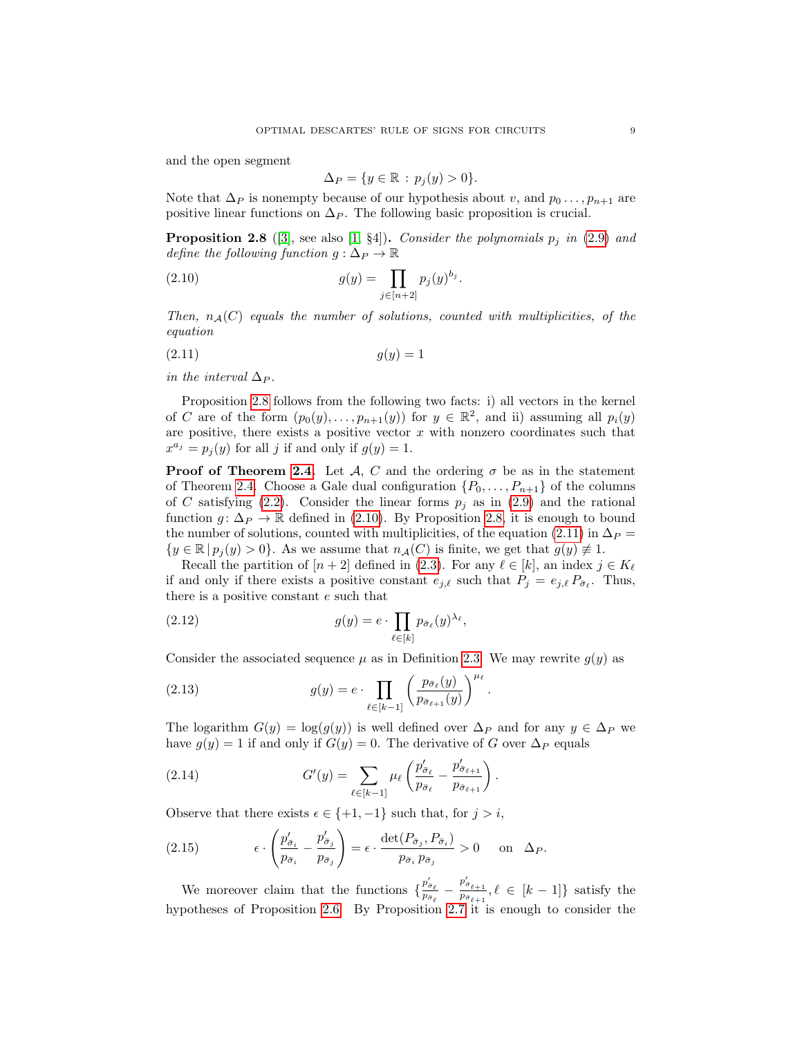and the open segment

$$\Delta_P = \{y \in \mathbb{R} \,:\, p_j(y) > 0\}.$$

Note that $\Delta_P$ is nonempty because of our hypothesis about $v$, and $p_0 \ldots, p_{n+1}$ are positive linear functions on $\Delta_P$. The following basic proposition is crucial.

**Proposition 2.8** ([3], see also [1, §4]). *Consider the polynomials $p_j$ in (2.9) and define the following function $g : \Delta_P \to \mathbb{R}$*

$$g(y) = \prod_{j \in [n+2]} p_j(y)^{b_j}. \tag{2.10}$$

*Then, $n_{\mathcal{A}}(C)$ equals the number of solutions, counted with multiplicities, of the equation*

$$g(y) = 1 \tag{2.11}$$

*in the interval $\Delta_P$.*

Proposition 2.8 follows from the following two facts: i) all vectors in the kernel of $C$ are of the form $(p_0(y), \ldots, p_{n+1}(y))$ for $y \in \mathbb{R}^2$, and ii) assuming all $p_i(y)$ are positive, there exists a positive vector $x$ with nonzero coordinates such that $x^{a_j} = p_j(y)$ for all $j$ if and only if $g(y) = 1$.

**Proof of Theorem 2.4.** Let $\mathcal{A}$, $C$ and the ordering $\sigma$ be as in the statement of Theorem 2.4. Choose a Gale dual configuration $\{P_0, \ldots, P_{n+1}\}$ of the columns of $C$ satisfying (2.2). Consider the linear forms $p_j$ as in (2.9) and the rational function $g \colon \Delta_P \to \mathbb{R}$ defined in (2.10). By Proposition 2.8, it is enough to bound the number of solutions, counted with multiplicities, of the equation (2.11) in $\Delta_P = \{y \in \mathbb{R} \,|\, p_j(y) > 0\}$. As we assume that $n_{\mathcal{A}}(C)$ is finite, we get that $g(y) \not\equiv 1$.

Recall the partition of $[n+2]$ defined in (2.3). For any $\ell \in [k]$, an index $j \in K_\ell$ if and only if there exists a positive constant $e_{j,\ell}$ such that $P_j = e_{j,\ell}\, P_{\bar{\sigma}_\ell}$. Thus, there is a positive constant $e$ such that

$$g(y) = e \cdot \prod_{\ell \in [k]} p_{\bar{\sigma}_\ell}(y)^{\lambda_\ell}, \tag{2.12}$$

Consider the associated sequence $\mu$ as in Definition 2.3. We may rewrite $g(y)$ as

$$g(y) = e \cdot \prod_{\ell \in [k-1]} \left( \frac{p_{\bar{\sigma}_\ell}(y)}{p_{\bar{\sigma}_{\ell+1}}(y)} \right)^{\mu_\ell}. \tag{2.13}$$

The logarithm $G(y) = \log(g(y))$ is well defined over $\Delta_P$ and for any $y \in \Delta_P$ we have $g(y) = 1$ if and only if $G(y) = 0$. The derivative of $G$ over $\Delta_P$ equals

$$G'(y) = \sum_{\ell \in [k-1]} \mu_\ell \left( \frac{p'_{\bar{\sigma}_\ell}}{p_{\bar{\sigma}_\ell}} - \frac{p'_{\bar{\sigma}_{\ell+1}}}{p_{\bar{\sigma}_{\ell+1}}} \right). \tag{2.14}$$

Observe that there exists $\epsilon \in \{+1, -1\}$ such that, for $j > i$,

$$\epsilon \cdot \left( \frac{p'_{\bar{\sigma}_i}}{p_{\bar{\sigma}_i}} - \frac{p'_{\bar{\sigma}_j}}{p_{\bar{\sigma}_j}} \right) = \epsilon \cdot \frac{\det(P_{\bar{\sigma}_j}, P_{\bar{\sigma}_i})}{p_{\bar{\sigma}_i}\, p_{\bar{\sigma}_j}} > 0 \quad \text{on} \quad \Delta_P. \tag{2.15}$$

We moreover claim that the functions $\{\frac{p'_{\bar{\sigma}_\ell}}{p_{\bar{\sigma}_\ell}} - \frac{p'_{\bar{\sigma}_{\ell+1}}}{p_{\bar{\sigma}_{\ell+1}}}, \ell \in [k-1]\}$ satisfy the hypotheses of Proposition 2.6. By Proposition 2.7 it is enough to consider the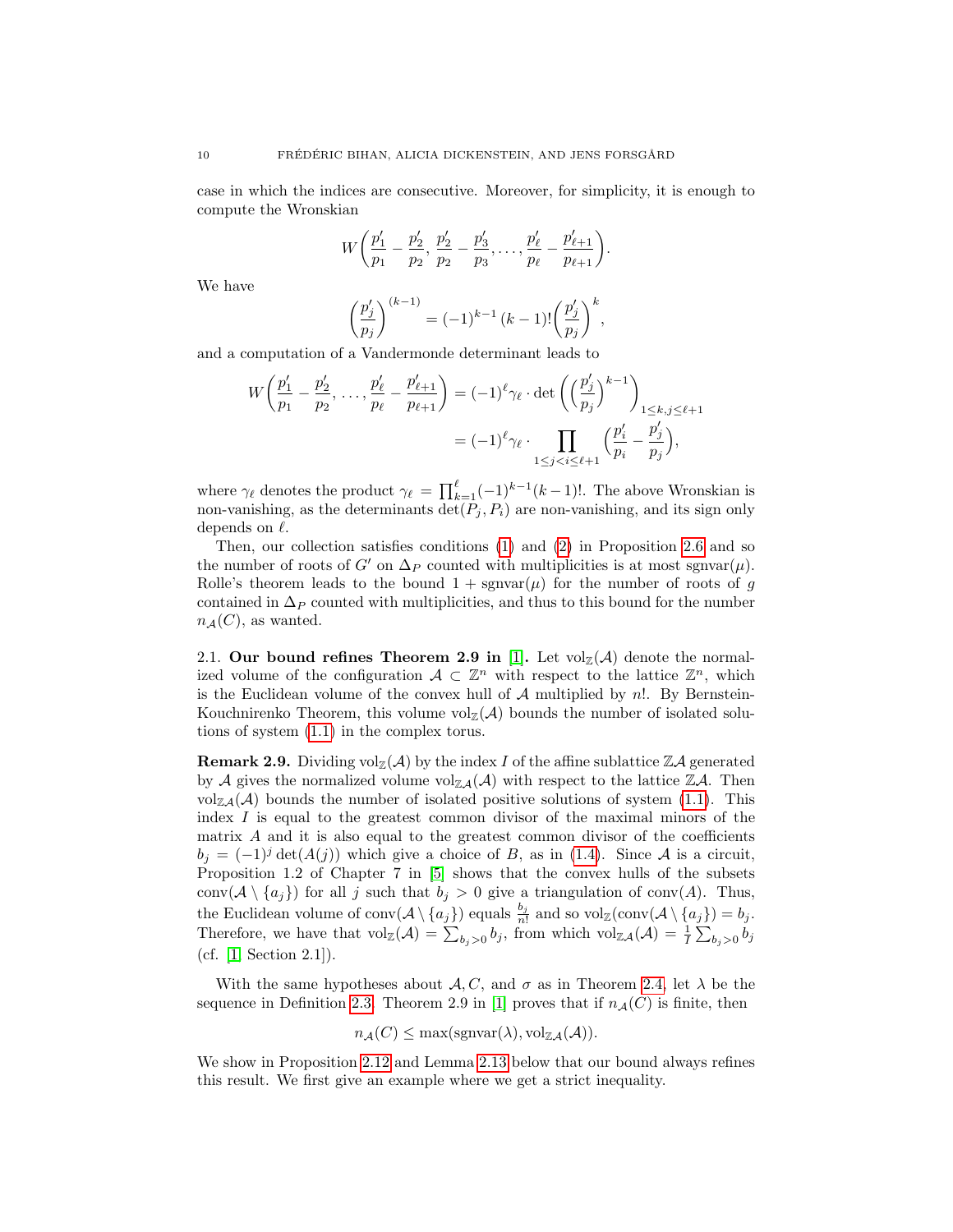case in which the indices are consecutive. Moreover, for simplicity, it is enough to compute the Wronskian

$$W\left(\frac{p_1'}{p_1} - \frac{p_2'}{p_2}, \frac{p_2'}{p_2} - \frac{p_3'}{p_3}, \ldots, \frac{p_\ell'}{p_\ell} - \frac{p_{\ell+1}'}{p_{\ell+1}}\right).$$

We have

$$\left(\frac{p_j'}{p_j}\right)^{(k-1)} = (-1)^{k-1}\,(k-1)!\left(\frac{p_j'}{p_j}\right)^k,$$

and a computation of a Vandermonde determinant leads to

$$\begin{aligned} W\left(\frac{p_1'}{p_1} - \frac{p_2'}{p_2}, \ldots, \frac{p_\ell'}{p_\ell} - \frac{p_{\ell+1}'}{p_{\ell+1}}\right) &= (-1)^\ell \gamma_\ell \cdot \det\left(\left(\frac{p_j'}{p_j}\right)^{k-1}\right)_{1\le k,j\le \ell+1} \\ &= (-1)^\ell \gamma_\ell \cdot \prod_{1\le j<i\le \ell+1}\left(\frac{p_i'}{p_i} - \frac{p_j'}{p_j}\right), \end{aligned}$$

where $\gamma_\ell$ denotes the product $\gamma_\ell = \prod_{k=1}^{\ell}(-1)^{k-1}(k-1)!$. The above Wronskian is non-vanishing, as the determinants $\det(P_j, P_i)$ are non-vanishing, and its sign only depends on $\ell$.

Then, our collection satisfies conditions (1) and (2) in Proposition 2.6 and so the number of roots of $G'$ on $\Delta_P$ counted with multiplicities is at most $\operatorname{sgnvar}(\mu)$. Rolle's theorem leads to the bound $1 + \operatorname{sgnvar}(\mu)$ for the number of roots of $g$ contained in $\Delta_P$ counted with multiplicities, and thus to this bound for the number $n_{\mathcal{A}}(C)$, as wanted.

2.1. **Our bound refines Theorem 2.9 in [1].** Let $\operatorname{vol}_{\mathbb{Z}}(\mathcal{A})$ denote the normalized volume of the configuration $\mathcal{A} \subset \mathbb{Z}^n$ with respect to the lattice $\mathbb{Z}^n$, which is the Euclidean volume of the convex hull of $\mathcal{A}$ multiplied by $n!$. By Bernstein-Kouchnirenko Theorem, this volume $\operatorname{vol}_{\mathbb{Z}}(\mathcal{A})$ bounds the number of isolated solutions of system (1.1) in the complex torus.

**Remark 2.9.** Dividing $\operatorname{vol}_{\mathbb{Z}}(\mathcal{A})$ by the index $I$ of the affine sublattice $\mathbb{Z}\mathcal{A}$ generated by $\mathcal{A}$ gives the normalized volume $\operatorname{vol}_{\mathbb{Z}\mathcal{A}}(\mathcal{A})$ with respect to the lattice $\mathbb{Z}\mathcal{A}$. Then $\operatorname{vol}_{\mathbb{Z}\mathcal{A}}(\mathcal{A})$ bounds the number of isolated positive solutions of system (1.1). This index $I$ is equal to the greatest common divisor of the maximal minors of the matrix $A$ and it is also equal to the greatest common divisor of the coefficients $b_j = (-1)^j \det(A(j))$ which give a choice of $B$, as in (1.4). Since $\mathcal{A}$ is a circuit, Proposition 1.2 of Chapter 7 in [5] shows that the convex hulls of the subsets $\operatorname{conv}(\mathcal{A} \setminus \{a_j\})$ for all $j$ such that $b_j > 0$ give a triangulation of $\operatorname{conv}(A)$. Thus, the Euclidean volume of $\operatorname{conv}(\mathcal{A} \setminus \{a_j\})$ equals $\frac{b_j}{n!}$ and so $\operatorname{vol}_{\mathbb{Z}}(\operatorname{conv}(\mathcal{A} \setminus \{a_j\}) = b_j$. Therefore, we have that $\operatorname{vol}_{\mathbb{Z}}(\mathcal{A}) = \sum_{b_j>0} b_j$, from which $\operatorname{vol}_{\mathbb{Z}\mathcal{A}}(\mathcal{A}) = \frac{1}{I}\sum_{b_j>0} b_j$ (cf. [1, Section 2.1]).

With the same hypotheses about $\mathcal{A}, C$, and $\sigma$ as in Theorem 2.4, let $\lambda$ be the sequence in Definition 2.3. Theorem 2.9 in [1] proves that if $n_{\mathcal{A}}(C)$ is finite, then

$$n_{\mathcal{A}}(C) \le \max(\operatorname{sgnvar}(\lambda), \operatorname{vol}_{\mathbb{Z}\mathcal{A}}(\mathcal{A})).$$

We show in Proposition 2.12 and Lemma 2.13 below that our bound always refines this result. We first give an example where we get a strict inequality.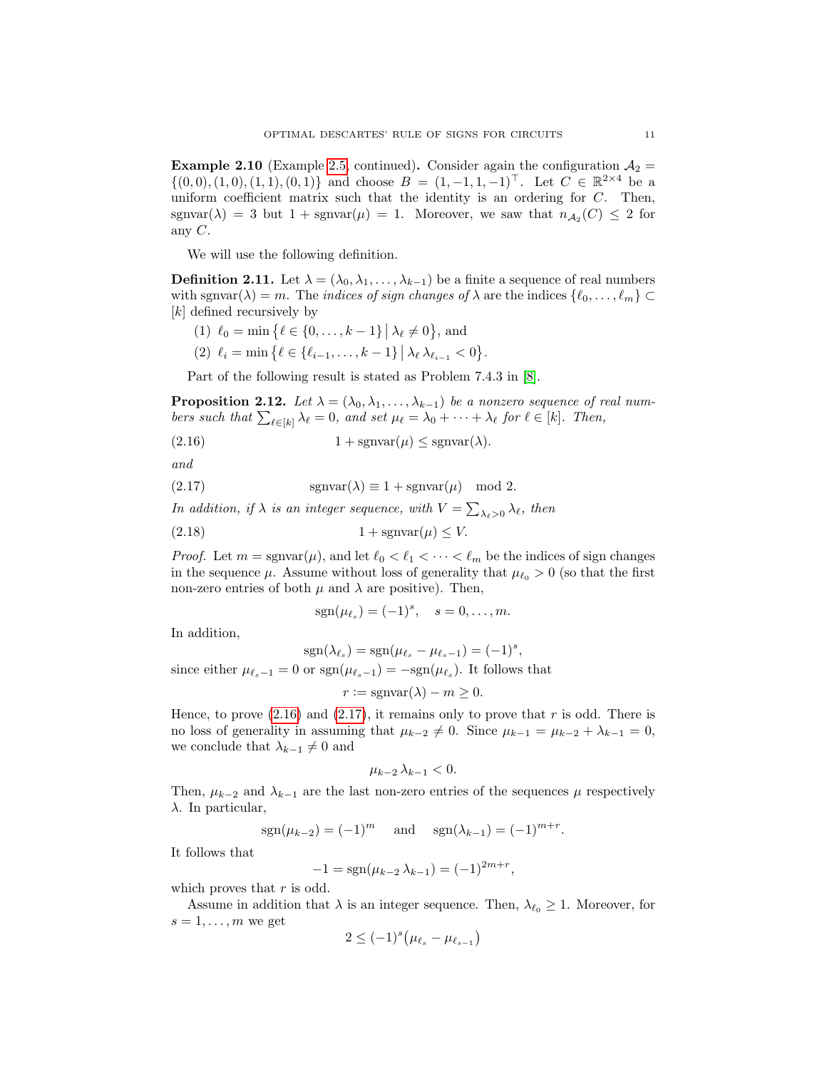**Example 2.10** (Example 2.5, continued)**.** Consider again the configuration $\mathcal{A}_2 = \{(0,0),(1,0),(1,1),(0,1)\}$ and choose $B = (1,-1,1,-1)^\top$. Let $C \in \mathbb{R}^{2\times 4}$ be a uniform coefficient matrix such that the identity is an ordering for $C$. Then, $\operatorname{sgnvar}(\lambda) = 3$ but $1 + \operatorname{sgnvar}(\mu) = 1$. Moreover, we saw that $n_{\mathcal{A}_2}(C) \leq 2$ for any $C$.

We will use the following definition.

**Definition 2.11.** Let $\lambda = (\lambda_0, \lambda_1, \ldots, \lambda_{k-1})$ be a finite a sequence of real numbers with $\operatorname{sgnvar}(\lambda) = m$. The *indices of sign changes of* $\lambda$ are the indices $\{\ell_0, \ldots, \ell_m\} \subset [k]$ defined recursively by

1. $\ell_0 = \min\{\ell \in \{0,\ldots,k-1\} \mid \lambda_\ell \neq 0\}$, and
2. $\ell_i = \min\{\ell \in \{\ell_{i-1},\ldots,k-1\} \mid \lambda_\ell \, \lambda_{\ell_{i-1}} < 0\}$.

Part of the following result is stated as Problem 7.4.3 in [8].

**Proposition 2.12.** *Let $\lambda = (\lambda_0, \lambda_1, \ldots, \lambda_{k-1})$ be a nonzero sequence of real numbers such that $\sum_{\ell\in[k]} \lambda_\ell = 0$, and set $\mu_\ell = \lambda_0 + \cdots + \lambda_\ell$ for $\ell \in [k]$. Then,*

$$1 + \operatorname{sgnvar}(\mu) \leq \operatorname{sgnvar}(\lambda). \tag{2.16}$$

*and*

$$\operatorname{sgnvar}(\lambda) \equiv 1 + \operatorname{sgnvar}(\mu) \mod 2. \tag{2.17}$$

*In addition, if $\lambda$ is an integer sequence, with $V = \sum_{\lambda_\ell > 0} \lambda_\ell$, then*

$$1 + \operatorname{sgnvar}(\mu) \leq V. \tag{2.18}$$

*Proof.* Let $m = \operatorname{sgnvar}(\mu)$, and let $\ell_0 < \ell_1 < \cdots < \ell_m$ be the indices of sign changes in the sequence $\mu$. Assume without loss of generality that $\mu_{\ell_0} > 0$ (so that the first non-zero entries of both $\mu$ and $\lambda$ are positive). Then,

$$\operatorname{sgn}(\mu_{\ell_s}) = (-1)^s, \quad s = 0, \ldots, m.$$

In addition,

$$\operatorname{sgn}(\lambda_{\ell_s}) = \operatorname{sgn}(\mu_{\ell_s} - \mu_{\ell_s - 1}) = (-1)^s,$$

since either $\mu_{\ell_s-1} = 0$ or $\operatorname{sgn}(\mu_{\ell_s-1}) = -\operatorname{sgn}(\mu_{\ell_s})$. It follows that

$$r := \operatorname{sgnvar}(\lambda) - m \geq 0.$$

Hence, to prove (2.16) and (2.17), it remains only to prove that $r$ is odd. There is no loss of generality in assuming that $\mu_{k-2} \neq 0$. Since $\mu_{k-1} = \mu_{k-2} + \lambda_{k-1} = 0$, we conclude that $\lambda_{k-1} \neq 0$ and

$$\mu_{k-2} \, \lambda_{k-1} < 0.$$

Then, $\mu_{k-2}$ and $\lambda_{k-1}$ are the last non-zero entries of the sequences $\mu$ respectively $\lambda$. In particular,

$$\operatorname{sgn}(\mu_{k-2}) = (-1)^m \quad \text{ and } \quad \operatorname{sgn}(\lambda_{k-1}) = (-1)^{m+r}.$$

It follows that

$$-1 = \operatorname{sgn}(\mu_{k-2} \, \lambda_{k-1}) = (-1)^{2m+r},$$

which proves that $r$ is odd.

Assume in addition that $\lambda$ is an integer sequence. Then, $\lambda_{\ell_0} \geq 1$. Moreover, for $s = 1, \ldots, m$ we get

$$2 \leq (-1)^s\big(\mu_{\ell_s} - \mu_{\ell_{s-1}}\big)$$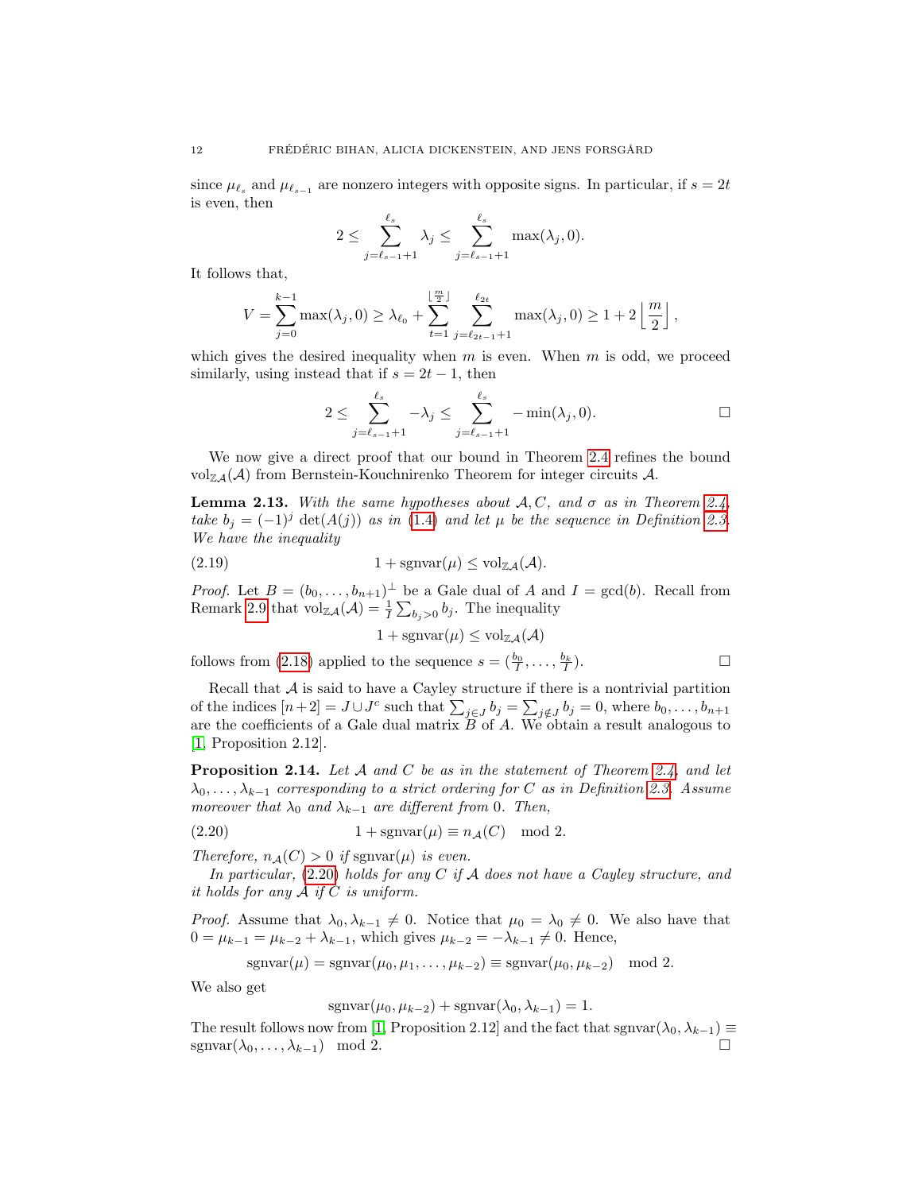since $\mu_{\ell_s}$ and $\mu_{\ell_{s-1}}$ are nonzero integers with opposite signs. In particular, if $s = 2t$ is even, then

$$2 \le \sum_{j=\ell_{s-1}+1}^{\ell_s} \lambda_j \le \sum_{j=\ell_{s-1}+1}^{\ell_s} \max(\lambda_j, 0).$$

It follows that,

$$V = \sum_{j=0}^{k-1} \max(\lambda_j, 0) \ge \lambda_{\ell_0} + \sum_{t=1}^{\lfloor \frac{m}{2} \rfloor} \sum_{j=\ell_{2t-1}+1}^{\ell_{2t}} \max(\lambda_j, 0) \ge 1 + 2\left\lfloor \frac{m}{2} \right\rfloor,$$

which gives the desired inequality when $m$ is even. When $m$ is odd, we proceed similarly, using instead that if $s = 2t-1$, then

$$2 \le \sum_{j=\ell_{s-1}+1}^{\ell_s} -\lambda_j \le \sum_{j=\ell_{s-1}+1}^{\ell_s} -\min(\lambda_j, 0). \qquad \square$$

We now give a direct proof that our bound in Theorem 2.4 refines the bound $\mathrm{vol}_{\mathbb{Z}\mathcal{A}}(\mathcal{A})$ from Bernstein-Kouchnirenko Theorem for integer circuits $\mathcal{A}$.

**Lemma 2.13.** *With the same hypotheses about $\mathcal{A}, C,$ and $\sigma$ as in Theorem 2.4, take $b_j = (-1)^j \det(A(j))$ as in (1.4) and let $\mu$ be the sequence in Definition 2.3. We have the inequality*

$$1 + \mathrm{sgnvar}(\mu) \le \mathrm{vol}_{\mathbb{Z}\mathcal{A}}(\mathcal{A}). \tag{2.19}$$

*Proof.* Let $B = (b_0, \dots, b_{n+1})^\perp$ be a Gale dual of $A$ and $I = \gcd(b)$. Recall from Remark 2.9 that $\mathrm{vol}_{\mathbb{Z}\mathcal{A}}(\mathcal{A}) = \frac{1}{I}\sum_{b_j>0} b_j$. The inequality

$$1 + \mathrm{sgnvar}(\mu) \le \mathrm{vol}_{\mathbb{Z}\mathcal{A}}(\mathcal{A})$$

follows from (2.18) applied to the sequence $s = (\frac{b_0}{I}, \dots, \frac{b_k}{I})$. $\square$

Recall that $\mathcal{A}$ is said to have a Cayley structure if there is a nontrivial partition of the indices $[n+2] = J \cup J^c$ such that $\sum_{j\in J} b_j = \sum_{j \notin J} b_j = 0$, where $b_0, \dots, b_{n+1}$ are the coefficients of a Gale dual matrix $B$ of $A$. We obtain a result analogous to [1, Proposition 2.12].

**Proposition 2.14.** *Let $\mathcal{A}$ and $C$ be as in the statement of Theorem 2.4, and let $\lambda_0, \dots, \lambda_{k-1}$ corresponding to a strict ordering for $C$ as in Definition 2.3. Assume moreover that $\lambda_0$ and $\lambda_{k-1}$ are different from 0. Then,*

$$1 + \mathrm{sgnvar}(\mu) \equiv n_{\mathcal{A}}(C) \mod 2. \tag{2.20}$$

*Therefore, $n_{\mathcal{A}}(C) > 0$ if $\mathrm{sgnvar}(\mu)$ is even.*

*In particular, (2.20) holds for any $C$ if $\mathcal{A}$ does not have a Cayley structure, and it holds for any $\mathcal{A}$ if $C$ is uniform.*

*Proof.* Assume that $\lambda_0, \lambda_{k-1} \neq 0$. Notice that $\mu_0 = \lambda_0 \neq 0$. We also have that $0 = \mu_{k-1} = \mu_{k-2} + \lambda_{k-1}$, which gives $\mu_{k-2} = -\lambda_{k-1} \neq 0$. Hence,

$$\mathrm{sgnvar}(\mu) = \mathrm{sgnvar}(\mu_0, \mu_1, \dots, \mu_{k-2}) \equiv \mathrm{sgnvar}(\mu_0, \mu_{k-2}) \mod 2.$$

We also get

$$\mathrm{sgnvar}(\mu_0, \mu_{k-2}) + \mathrm{sgnvar}(\lambda_0, \lambda_{k-1}) = 1.$$

The result follows now from [1, Proposition 2.12] and the fact that $\mathrm{sgnvar}(\lambda_0, \lambda_{k-1}) \equiv \mathrm{sgnvar}(\lambda_0, \dots, \lambda_{k-1}) \mod 2$. $\square$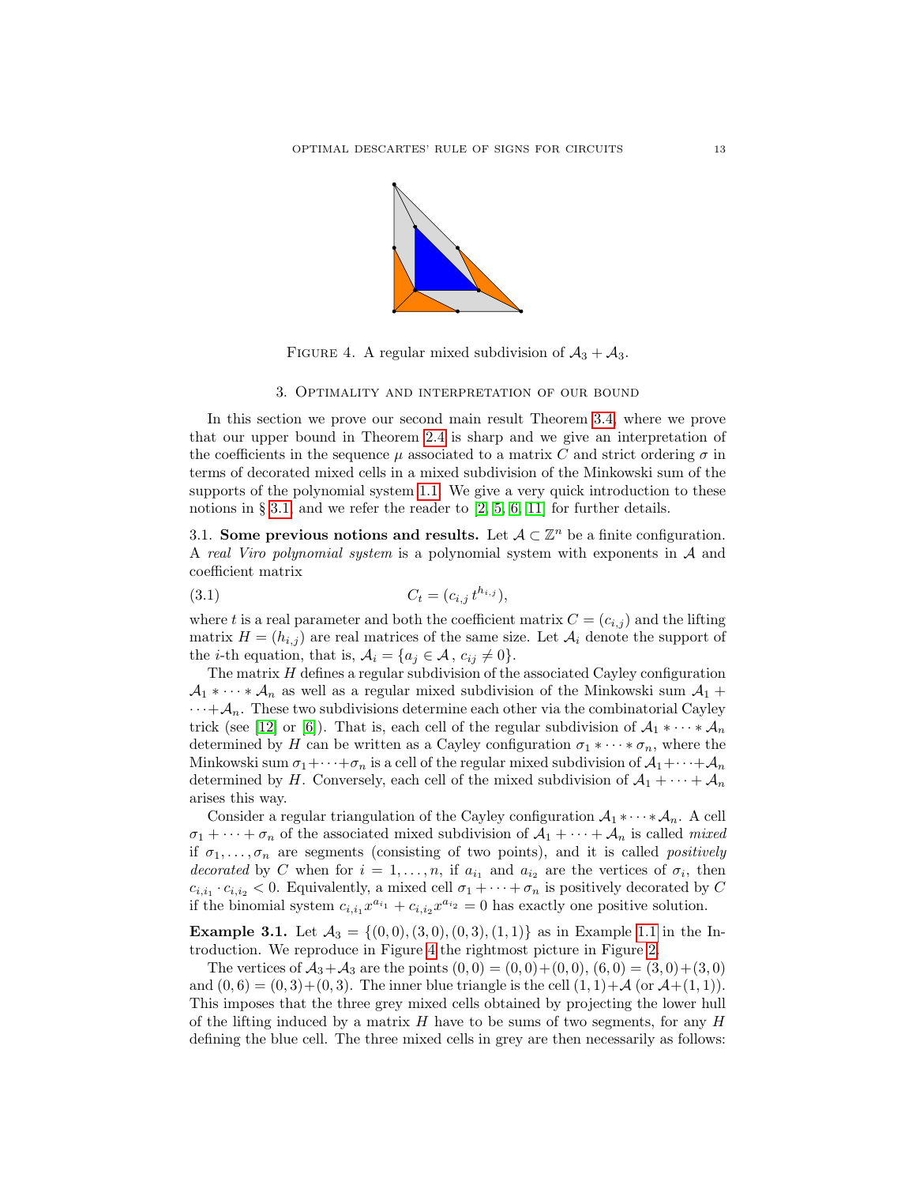FIGURE 4. A regular mixed subdivision of $\mathcal{A}_3 + \mathcal{A}_3$.

## 3. Optimality and interpretation of our bound

In this section we prove our second main result Theorem 3.4, where we prove that our upper bound in Theorem 2.4 is sharp and we give an interpretation of the coefficients in the sequence $\mu$ associated to a matrix $C$ and strict ordering $\sigma$ in terms of decorated mixed cells in a mixed subdivision of the Minkowski sum of the supports of the polynomial system 1.1. We give a very quick introduction to these notions in § 3.1, and we refer the reader to [2, 5, 6, 11] for further details.

3.1. **Some previous notions and results.** Let $\mathcal{A} \subset \mathbb{Z}^n$ be a finite configuration. A *real Viro polynomial system* is a polynomial system with exponents in $\mathcal{A}$ and coefficient matrix

$$C_t = (c_{i,j}\, t^{h_{i,j}}), \tag{3.1}$$

where $t$ is a real parameter and both the coefficient matrix $C = (c_{i,j})$ and the lifting matrix $H = (h_{i,j})$ are real matrices of the same size. Let $\mathcal{A}_i$ denote the support of the $i$-th equation, that is, $\mathcal{A}_i = \{a_j \in \mathcal{A}\,,\, c_{ij} \neq 0\}$.

The matrix $H$ defines a regular subdivision of the associated Cayley configuration $\mathcal{A}_1 * \cdots * \mathcal{A}_n$ as well as a regular mixed subdivision of the Minkowski sum $\mathcal{A}_1 + \cdots + \mathcal{A}_n$. These two subdivisions determine each other via the combinatorial Cayley trick (see [12] or [6]). That is, each cell of the regular subdivision of $\mathcal{A}_1 * \cdots * \mathcal{A}_n$ determined by $H$ can be written as a Cayley configuration $\sigma_1 * \cdots * \sigma_n$, where the Minkowski sum $\sigma_1 + \cdots + \sigma_n$ is a cell of the regular mixed subdivision of $\mathcal{A}_1 + \cdots + \mathcal{A}_n$ determined by $H$. Conversely, each cell of the mixed subdivision of $\mathcal{A}_1 + \cdots + \mathcal{A}_n$ arises this way.

Consider a regular triangulation of the Cayley configuration $\mathcal{A}_1 * \cdots * \mathcal{A}_n$. A cell $\sigma_1 + \cdots + \sigma_n$ of the associated mixed subdivision of $\mathcal{A}_1 + \cdots + \mathcal{A}_n$ is called *mixed* if $\sigma_1, \ldots, \sigma_n$ are segments (consisting of two points), and it is called *positively decorated* by $C$ when for $i = 1, \ldots, n$, if $a_{i_1}$ and $a_{i_2}$ are the vertices of $\sigma_i$, then $c_{i,i_1} \cdot c_{i,i_2} < 0$. Equivalently, a mixed cell $\sigma_1 + \cdots + \sigma_n$ is positively decorated by $C$ if the binomial system $c_{i,i_1} x^{a_{i_1}} + c_{i,i_2} x^{a_{i_2}} = 0$ has exactly one positive solution.

**Example 3.1.** Let $\mathcal{A}_3 = \{(0,0), (3,0), (0,3), (1,1)\}$ as in Example 1.1 in the Introduction. We reproduce in Figure 4 the rightmost picture in Figure 2.

The vertices of $\mathcal{A}_3 + \mathcal{A}_3$ are the points $(0,0) = (0,0) + (0,0)$, $(6,0) = (3,0) + (3,0)$ and $(0,6) = (0,3) + (0,3)$. The inner blue triangle is the cell $(1,1) + \mathcal{A}$ (or $\mathcal{A} + (1,1)$). This imposes that the three grey mixed cells obtained by projecting the lower hull of the lifting induced by a matrix $H$ have to be sums of two segments, for any $H$ defining the blue cell. The three mixed cells in grey are then necessarily as follows: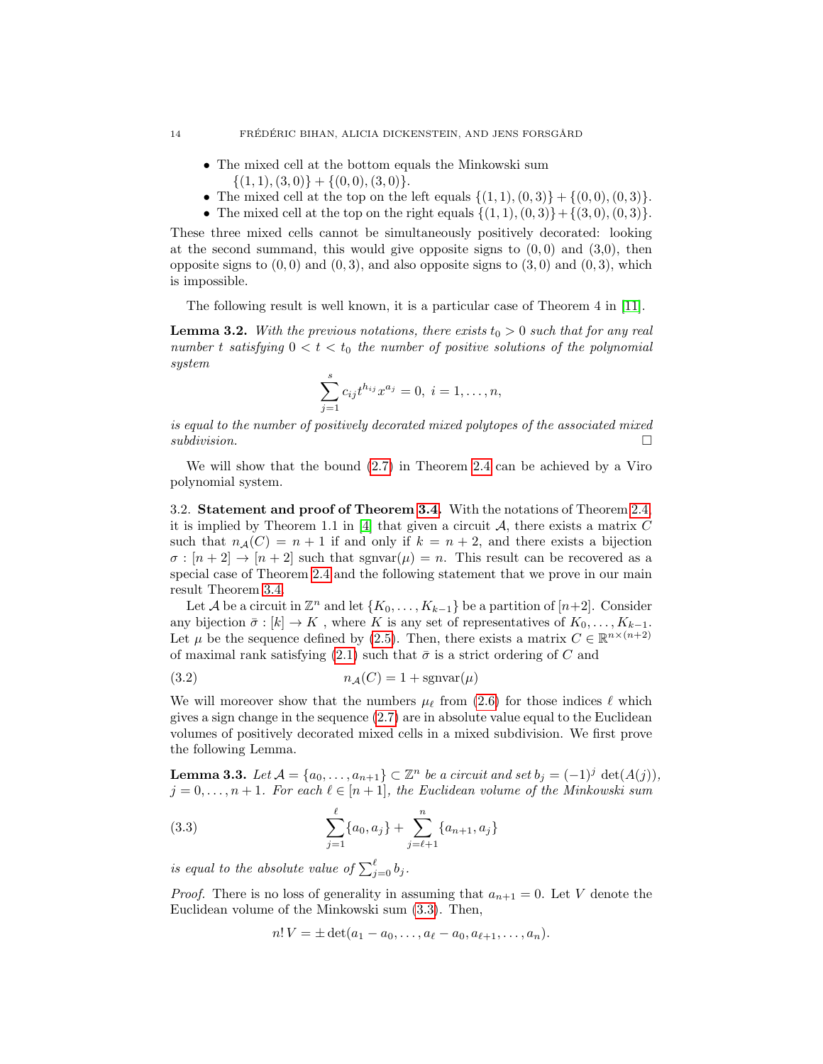- The mixed cell at the bottom equals the Minkowski sum $\{(1,1),(3,0)\} + \{(0,0),(3,0)\}$.
- The mixed cell at the top on the left equals $\{(1,1),(0,3)\} + \{(0,0),(0,3)\}$.
- The mixed cell at the top on the right equals $\{(1,1),(0,3)\} + \{(3,0),(0,3)\}$.

These three mixed cells cannot be simultaneously positively decorated: looking at the second summand, this would give opposite signs to $(0,0)$ and $(3,0)$, then opposite signs to $(0,0)$ and $(0,3)$, and also opposite signs to $(3,0)$ and $(0,3)$, which is impossible.

The following result is well known, it is a particular case of Theorem 4 in [11].

**Lemma 3.2.** *With the previous notations, there exists $t_0 > 0$ such that for any real number $t$ satisfying $0 < t < t_0$ the number of positive solutions of the polynomial system*

$$\sum_{j=1}^{s} c_{ij} t^{h_{ij}} x^{a_j} = 0,\ i = 1, \dots, n,$$

*is equal to the number of positively decorated mixed polytopes of the associated mixed subdivision.* $\square$

We will show that the bound (2.7) in Theorem 2.4 can be achieved by a Viro polynomial system.

3.2. **Statement and proof of Theorem 3.4.** With the notations of Theorem 2.4, it is implied by Theorem 1.1 in [4] that given a circuit $\mathcal{A}$, there exists a matrix $C$ such that $n_{\mathcal{A}}(C) = n+1$ if and only if $k = n+2$, and there exists a bijection $\sigma : [n+2] \to [n+2]$ such that $\operatorname{sgnvar}(\mu) = n$. This result can be recovered as a special case of Theorem 2.4 and the following statement that we prove in our main result Theorem 3.4.

Let $\mathcal{A}$ be a circuit in $\mathbb{Z}^n$ and let $\{K_0, \dots, K_{k-1}\}$ be a partition of $[n+2]$. Consider any bijection $\bar{\sigma} : [k] \to K$ , where $K$ is any set of representatives of $K_0, \dots, K_{k-1}$. Let $\mu$ be the sequence defined by (2.5). Then, there exists a matrix $C \in \mathbb{R}^{n \times (n+2)}$ of maximal rank satisfying (2.1) such that $\bar{\sigma}$ is a strict ordering of $C$ and

$$n_{\mathcal{A}}(C) = 1 + \operatorname{sgnvar}(\mu) \tag{3.2}$$

We will moreover show that the numbers $\mu_\ell$ from (2.6) for those indices $\ell$ which gives a sign change in the sequence (2.7) are in absolute value equal to the Euclidean volumes of positively decorated mixed cells in a mixed subdivision. We first prove the following Lemma.

**Lemma 3.3.** *Let $\mathcal{A} = \{a_0, \dots, a_{n+1}\} \subset \mathbb{Z}^n$ be a circuit and set $b_j = (-1)^j \det(A(j))$, $j = 0, \dots, n+1$. For each $\ell \in [n+1]$, the Euclidean volume of the Minkowski sum*

$$\sum_{j=1}^{\ell} \{a_0, a_j\} + \sum_{j=\ell+1}^{n} \{a_{n+1}, a_j\} \tag{3.3}$$

*is equal to the absolute value of $\sum_{j=0}^{\ell} b_j$.*

*Proof.* There is no loss of generality in assuming that $a_{n+1} = 0$. Let $V$ denote the Euclidean volume of the Minkowski sum (3.3). Then,

$$n!\, V = \pm \det(a_1 - a_0, \dots, a_\ell - a_0, a_{\ell+1}, \dots, a_n).$$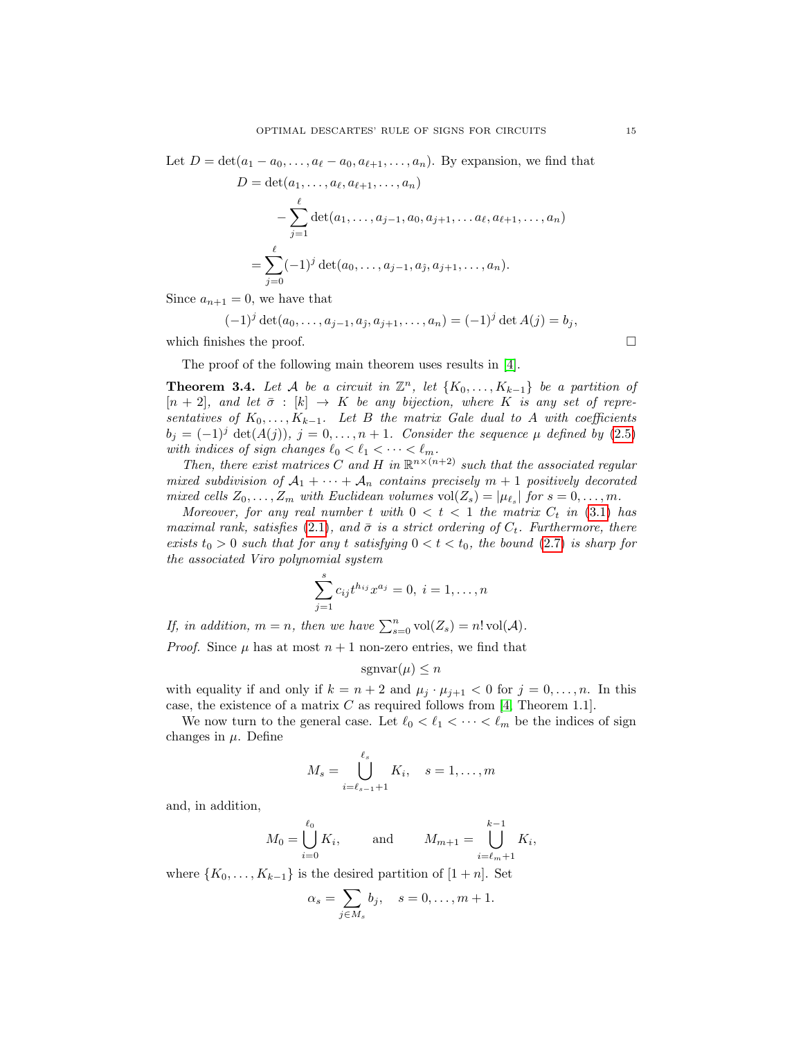Let $D = \det(a_1 - a_0, \dots, a_\ell - a_0, a_{\ell+1}, \dots, a_n)$. By expansion, we find that

$$
\begin{aligned}
D &= \det(a_1, \dots, a_\ell, a_{\ell+1}, \dots, a_n) \\
&\quad - \sum_{j=1}^{\ell} \det(a_1, \dots, a_{j-1}, a_0, a_{j+1}, \dots a_\ell, a_{\ell+1}, \dots, a_n) \\
&= \sum_{j=0}^{\ell} (-1)^j \det(a_0, \dots, a_{j-1}, a_{\hat{j}}, a_{j+1}, \dots, a_n).
\end{aligned}
$$

Since $a_{n+1} = 0$, we have that

$$
(-1)^j \det(a_0, \dots, a_{j-1}, a_{\hat{j}}, a_{j+1}, \dots, a_n) = (-1)^j \det A(j) = b_j,
$$

which finishes the proof. □

The proof of the following main theorem uses results in [4].

**Theorem 3.4.** *Let $\mathcal{A}$ be a circuit in $\mathbb{Z}^n$, let $\{K_0, \dots, K_{k-1}\}$ be a partition of $[n+2]$, and let $\bar{\sigma} : [k] \to K$ be any bijection, where $K$ is any set of representatives of $K_0, \dots, K_{k-1}$. Let $B$ the matrix Gale dual to $A$ with coefficients $b_j = (-1)^j \det(A(j))$, $j = 0, \dots, n+1$. Consider the sequence $\mu$ defined by (2.5) with indices of sign changes $\ell_0 < \ell_1 < \cdots < \ell_m$.*

*Then, there exist matrices $C$ and $H$ in $\mathbb{R}^{n \times (n+2)}$ such that the associated regular mixed subdivision of $\mathcal{A}_1 + \cdots + \mathcal{A}_n$ contains precisely $m+1$ positively decorated mixed cells $Z_0, \dots, Z_m$ with Euclidean volumes $\operatorname{vol}(Z_s) = |\mu_{\ell_s}|$ for $s = 0, \dots, m$.*

*Moreover, for any real number $t$ with $0 < t < 1$ the matrix $C_t$ in (3.1) has maximal rank, satisfies (2.1), and $\bar{\sigma}$ is a strict ordering of $C_t$. Furthermore, there exists $t_0 > 0$ such that for any $t$ satisfying $0 < t < t_0$, the bound (2.7) is sharp for the associated Viro polynomial system*

$$
\sum_{j=1}^{s} c_{ij} t^{h_{ij}} x^{a_j} = 0, \; i = 1, \dots, n
$$

*If, in addition, $m = n$, then we have $\sum_{s=0}^{n} \operatorname{vol}(Z_s) = n! \operatorname{vol}(\mathcal{A})$.*

*Proof.* Since $\mu$ has at most $n+1$ non-zero entries, we find that

$$
\operatorname{sgnvar}(\mu) \leq n
$$

with equality if and only if $k = n+2$ and $\mu_j \cdot \mu_{j+1} < 0$ for $j = 0, \dots, n$. In this case, the existence of a matrix $C$ as required follows from [4, Theorem 1.1].

We now turn to the general case. Let $\ell_0 < \ell_1 < \cdots < \ell_m$ be the indices of sign changes in $\mu$. Define

$$
M_s = \bigcup_{i=\ell_{s-1}+1}^{\ell_s} K_i, \quad s = 1, \dots, m
$$

and, in addition,

$$
M_0 = \bigcup_{i=0}^{\ell_0} K_i, \qquad \text{and} \qquad M_{m+1} = \bigcup_{i=\ell_m+1}^{k-1} K_i,
$$

where $\{K_0, \dots, K_{k-1}\}$ is the desired partition of $[1+n]$. Set

$$
\alpha_s = \sum_{j \in M_s} b_j, \quad s = 0, \dots, m+1.
$$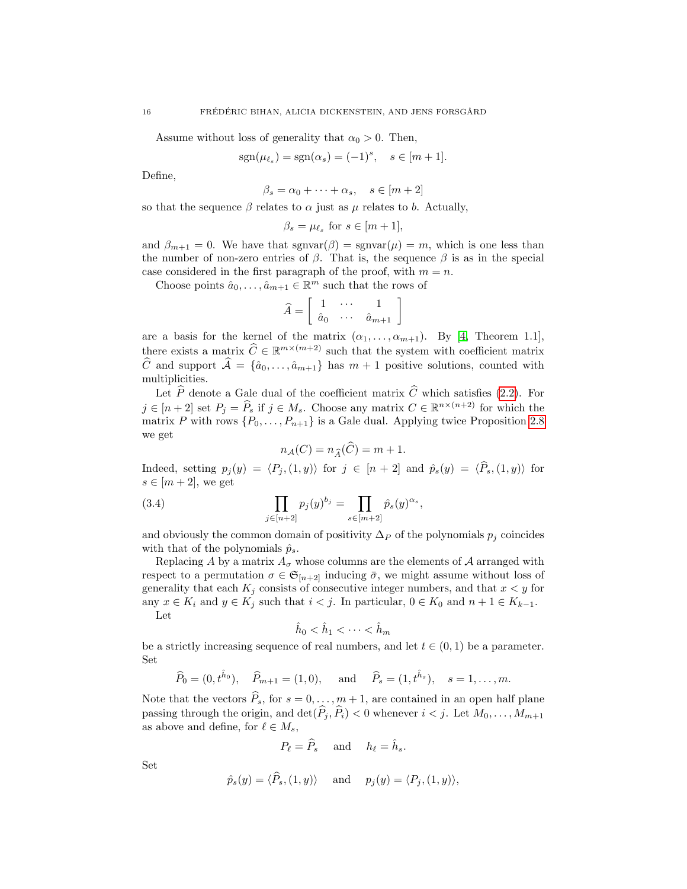Assume without loss of generality that $\alpha_0 > 0$. Then,

$$\operatorname{sgn}(\mu_{\ell_s}) = \operatorname{sgn}(\alpha_s) = (-1)^s, \quad s \in [m+1].$$

Define,

$$\beta_s = \alpha_0 + \cdots + \alpha_s, \quad s \in [m+2]$$

so that the sequence $\beta$ relates to $\alpha$ just as $\mu$ relates to $b$. Actually,

$$\beta_s = \mu_{\ell_s} \text{ for } s \in [m+1],$$

and $\beta_{m+1} = 0$. We have that $\operatorname{sgnvar}(\beta) = \operatorname{sgnvar}(\mu) = m$, which is one less than the number of non-zero entries of $\beta$. That is, the sequence $\beta$ is as in the special case considered in the first paragraph of the proof, with $m = n$.

Choose points $\hat{a}_0, \ldots, \hat{a}_{m+1} \in \mathbb{R}^m$ such that the rows of

$$\widehat{A} = \left[ \begin{array}{ccc} 1 & \cdots & 1 \\ \hat{a}_0 & \cdots & \hat{a}_{m+1} \end{array} \right]$$

are a basis for the kernel of the matrix $(\alpha_1, \ldots, \alpha_{m+1})$. By [4, Theorem 1.1], there exists a matrix $\widehat{C} \in \mathbb{R}^{m \times (m+2)}$ such that the system with coefficient matrix $\widehat{C}$ and support $\widehat{\mathcal{A}} = \{\hat{a}_0, \ldots, \hat{a}_{m+1}\}$ has $m+1$ positive solutions, counted with multiplicities.

Let $\widehat{P}$ denote a Gale dual of the coefficient matrix $\widehat{C}$ which satisfies (2.2). For $j \in [n+2]$ set $P_j = \widehat{P}_s$ if $j \in M_s$. Choose any matrix $C \in \mathbb{R}^{n \times (n+2)}$ for which the matrix $P$ with rows $\{P_0, \ldots, P_{n+1}\}$ is a Gale dual. Applying twice Proposition 2.8 we get

$$n_{\mathcal{A}}(C) = n_{\widehat{A}}(\widehat{C}) = m+1.$$

Indeed, setting $p_j(y) = \langle P_j, (1, y)\rangle$ for $j \in [n+2]$ and $\hat{p}_s(y) = \langle \widehat{P}_s, (1, y)\rangle$ for $s \in [m+2]$, we get

$$\prod_{j \in [n+2]} p_j(y)^{b_j} = \prod_{s \in [m+2]} \hat{p}_s(y)^{\alpha_s}, \tag{3.4}$$

and obviously the common domain of positivity $\Delta_P$ of the polynomials $p_j$ coincides with that of the polynomials $\hat{p}_s$.

Replacing $A$ by a matrix $A_\sigma$ whose columns are the elements of $\mathcal{A}$ arranged with respect to a permutation $\sigma \in \mathfrak{S}_{[n+2]}$ inducing $\bar{\sigma}$, we might assume without loss of generality that each $K_j$ consists of consecutive integer numbers, and that $x < y$ for any $x \in K_i$ and $y \in K_j$ such that $i < j$. In particular, $0 \in K_0$ and $n+1 \in K_{k-1}$.

Let

$$\hat{h}_0 < \hat{h}_1 < \cdots < \hat{h}_m$$

be a strictly increasing sequence of real numbers, and let $t \in (0,1)$ be a parameter. Set

$$\widehat{P}_0 = (0, t^{\hat{h}_0}), \quad \widehat{P}_{m+1} = (1, 0), \quad \text{and} \quad \widehat{P}_s = (1, t^{\hat{h}_s}), \quad s = 1, \ldots, m.$$

Note that the vectors $\widehat{P}_s$, for $s = 0, \ldots, m+1$, are contained in an open half plane passing through the origin, and $\det(\widehat{P}_j, \widehat{P}_i) < 0$ whenever $i < j$. Let $M_0, \ldots, M_{m+1}$ as above and define, for $\ell \in M_s$,

$$P_\ell = \widehat{P}_s \quad \text{and} \quad h_\ell = \hat{h}_s.$$

Set

$$\hat{p}_s(y) = \langle \widehat{P}_s, (1, y)\rangle \quad \text{and} \quad p_j(y) = \langle P_j, (1, y)\rangle,$$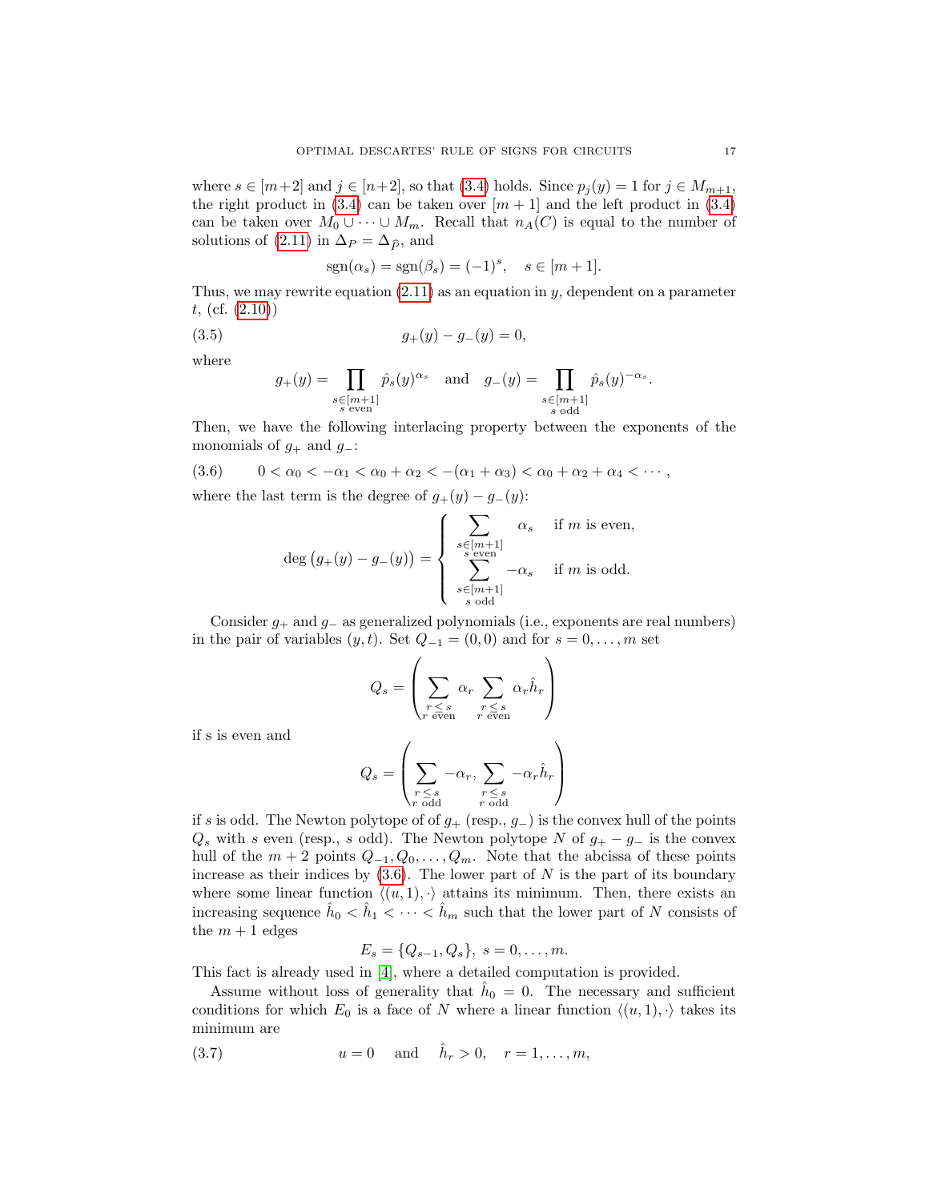where $s \in [m+2]$ and $j \in [n+2]$, so that (3.4) holds. Since $p_j(y) = 1$ for $j \in M_{m+1}$, the right product in (3.4) can be taken over $[m+1]$ and the left product in (3.4) can be taken over $M_0 \cup \cdots \cup M_m$. Recall that $n_A(C)$ is equal to the number of solutions of (2.11) in $\Delta_P = \Delta_{\widehat{P}}$, and

$$\operatorname{sgn}(\alpha_s) = \operatorname{sgn}(\beta_s) = (-1)^s, \quad s \in [m+1].$$

Thus, we may rewrite equation (2.11) as an equation in $y$, dependent on a parameter $t$, (cf. (2.10))

$$g_+(y) - g_-(y) = 0, \tag{3.5}$$

where

$$g_+(y) = \prod_{\substack{s \in [m+1] \\ s \text{ even}}} \hat{p}_s(y)^{\alpha_s} \quad \text{and} \quad g_-(y) = \prod_{\substack{s \in [m+1] \\ s \text{ odd}}} \hat{p}_s(y)^{-\alpha_s}.$$

Then, we have the following interlacing property between the exponents of the monomials of $g_+$ and $g_-$:

$$0 < \alpha_0 < -\alpha_1 < \alpha_0 + \alpha_2 < -(\alpha_1 + \alpha_3) < \alpha_0 + \alpha_2 + \alpha_4 < \cdots, \tag{3.6}$$

where the last term is the degree of $g_+(y) - g_-(y)$:

$$\deg\big(g_+(y) - g_-(y)\big) = \begin{cases} \displaystyle\sum_{\substack{s \in [m+1] \\ s \text{ even}}} \alpha_s & \text{if } m \text{ is even,} \\ \displaystyle\sum_{\substack{s \in [m+1] \\ s \text{ odd}}} -\alpha_s & \text{if } m \text{ is odd.} \end{cases}$$

Consider $g_+$ and $g_-$ as generalized polynomials (i.e., exponents are real numbers) in the pair of variables $(y, t)$. Set $Q_{-1} = (0, 0)$ and for $s = 0, \ldots, m$ set

$$Q_s = \left( \sum_{\substack{r \leq s \\ r \text{ even}}} \alpha_r \sum_{\substack{r \leq s \\ r \text{ even}}} \alpha_r \hat{h}_r \right)$$

if s is even and

$$Q_s = \left( \sum_{\substack{r \leq s \\ r \text{ odd}}} -\alpha_r, \sum_{\substack{r \leq s \\ r \text{ odd}}} -\alpha_r \hat{h}_r \right)$$

if $s$ is odd. The Newton polytope of of $g_+$ (resp., $g_-$) is the convex hull of the points $Q_s$ with $s$ even (resp., $s$ odd). The Newton polytope $N$ of $g_+ - g_-$ is the convex hull of the $m+2$ points $Q_{-1}, Q_0, \ldots, Q_m$. Note that the abcissa of these points increase as their indices by (3.6). The lower part of $N$ is the part of its boundary where some linear function $\langle (u, 1), \cdot \rangle$ attains its minimum. Then, there exists an increasing sequence $\hat{h}_0 < \hat{h}_1 < \cdots < \hat{h}_m$ such that the lower part of $N$ consists of the $m+1$ edges

$$E_s = \{Q_{s-1}, Q_s\}, \ s = 0, \ldots, m.$$

This fact is already used in [4], where a detailed computation is provided.

Assume without loss of generality that $\hat{h}_0 = 0$. The necessary and sufficient conditions for which $E_0$ is a face of $N$ where a linear function $\langle (u, 1), \cdot \rangle$ takes its minimum are

$$u = 0 \quad \text{and} \quad \hat{h}_r > 0, \quad r = 1, \ldots, m, \tag{3.7}$$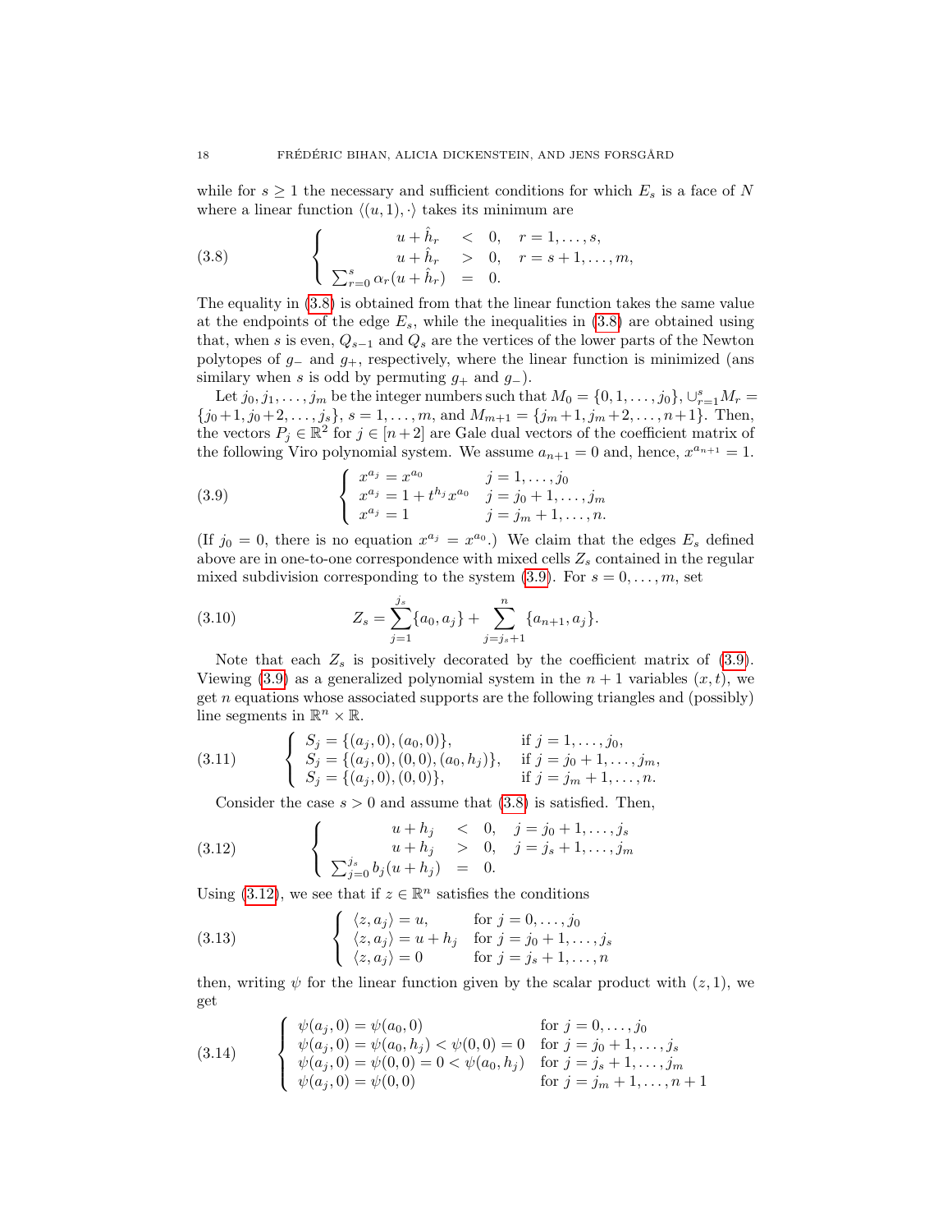while for $s \geq 1$ the necessary and sufficient conditions for which $E_s$ is a face of $N$ where a linear function $\langle (u,1), \cdot \rangle$ takes its minimum are

$$
(3.8) \qquad \left\{ \begin{array}{rcll} u + \hat{h}_r & < & 0, & r = 1, \ldots, s, \\ u + \hat{h}_r & > & 0, & r = s+1, \ldots, m, \\ \sum_{r=0}^{s} \alpha_r (u + \hat{h}_r) & = & 0. & \end{array} \right.
$$

The equality in (3.8) is obtained from that the linear function takes the same value at the endpoints of the edge $E_s$, while the inequalities in (3.8) are obtained using that, when $s$ is even, $Q_{s-1}$ and $Q_s$ are the vertices of the lower parts of the Newton polytopes of $g_-$ and $g_+$, respectively, where the linear function is minimized (ans similary when $s$ is odd by permuting $g_+$ and $g_-$).

Let $j_0, j_1, \ldots, j_m$ be the integer numbers such that $M_0 = \{0, 1, \ldots, j_0\}$, $\cup_{r=1}^{s} M_r = \{j_0+1, j_0+2, \ldots, j_s\}$, $s = 1, \ldots, m$, and $M_{m+1} = \{j_m+1, j_m+2, \ldots, n+1\}$. Then, the vectors $P_j \in \mathbb{R}^2$ for $j \in [n+2]$ are Gale dual vectors of the coefficient matrix of the following Viro polynomial system. We assume $a_{n+1} = 0$ and, hence, $x^{a_{n+1}} = 1$.

$$
(3.9) \qquad \left\{ \begin{array}{ll} x^{a_j} = x^{a_0} & j = 1, \ldots, j_0 \\ x^{a_j} = 1 + t^{h_j} x^{a_0} & j = j_0+1, \ldots, j_m \\ x^{a_j} = 1 & j = j_m+1, \ldots, n. \end{array} \right.
$$

(If $j_0 = 0$, there is no equation $x^{a_j} = x^{a_0}$.) We claim that the edges $E_s$ defined above are in one-to-one correspondence with mixed cells $Z_s$ contained in the regular mixed subdivision corresponding to the system (3.9). For $s = 0, \ldots, m$, set

$$
(3.10) \qquad Z_s = \sum_{j=1}^{j_s} \{a_0, a_j\} + \sum_{j=j_s+1}^{n} \{a_{n+1}, a_j\}.
$$

Note that each $Z_s$ is positively decorated by the coefficient matrix of (3.9). Viewing (3.9) as a generalized polynomial system in the $n+1$ variables $(x,t)$, we get $n$ equations whose associated supports are the following triangles and (possibly) line segments in $\mathbb{R}^n \times \mathbb{R}$.

$$
(3.11) \qquad \left\{ \begin{array}{ll} S_j = \{(a_j, 0), (a_0, 0)\}, & \text{if } j = 1, \ldots, j_0, \\ S_j = \{(a_j, 0), (0, 0), (a_0, h_j)\}, & \text{if } j = j_0+1, \ldots, j_m, \\ S_j = \{(a_j, 0), (0, 0)\}, & \text{if } j = j_m+1, \ldots, n. \end{array} \right.
$$

Consider the case $s > 0$ and assume that (3.8) is satisfied. Then,

$$
(3.12) \qquad \left\{ \begin{array}{rcll} u + h_j & < & 0, & j = j_0+1, \ldots, j_s \\ u + h_j & > & 0, & j = j_s+1, \ldots, j_m \\ \sum_{j=0}^{j_s} b_j (u + h_j) & = & 0. & \end{array} \right.
$$

Using (3.12), we see that if $z \in \mathbb{R}^n$ satisfies the conditions

$$
(3.13) \qquad \left\{ \begin{array}{ll} \langle z, a_j \rangle = u, & \text{for } j = 0, \ldots, j_0 \\ \langle z, a_j \rangle = u + h_j & \text{for } j = j_0+1, \ldots, j_s \\ \langle z, a_j \rangle = 0 & \text{for } j = j_s+1, \ldots, n \end{array} \right.
$$

then, writing $\psi$ for the linear function given by the scalar product with $(z, 1)$, we get

$$
(3.14) \qquad \left\{ \begin{array}{ll} \psi(a_j, 0) = \psi(a_0, 0) & \text{for } j = 0, \ldots, j_0 \\ \psi(a_j, 0) = \psi(a_0, h_j) < \psi(0,0) = 0 & \text{for } j = j_0+1, \ldots, j_s \\ \psi(a_j, 0) = \psi(0,0) = 0 < \psi(a_0, h_j) & \text{for } j = j_s+1, \ldots, j_m \\ \psi(a_j, 0) = \psi(0, 0) & \text{for } j = j_m+1, \ldots, n+1 \end{array} \right.
$$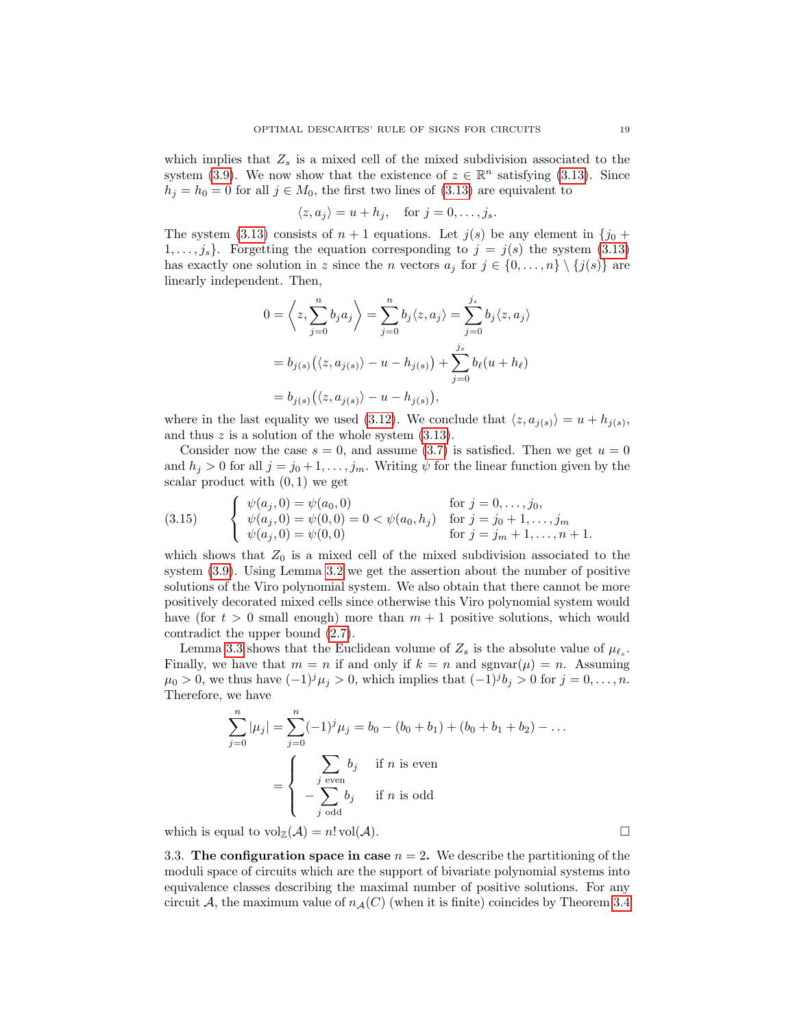which implies that $Z_s$ is a mixed cell of the mixed subdivision associated to the system (3.9). We now show that the existence of $z \in \mathbb{R}^n$ satisfying (3.13). Since $h_j = h_0 = 0$ for all $j \in M_0$, the first two lines of (3.13) are equivalent to

$$\langle z, a_j \rangle = u + h_j, \quad \text{for } j = 0, \dots, j_s.$$

The system (3.13) consists of $n+1$ equations. Let $j(s)$ be any element in $\{j_0 + 1, \dots, j_s\}$. Forgetting the equation corresponding to $j = j(s)$ the system (3.13) has exactly one solution in $z$ since the $n$ vectors $a_j$ for $j \in \{0, \dots, n\} \setminus \{j(s)\}$ are linearly independent. Then,

$$\begin{aligned}
0 = \left\langle z, \sum_{j=0}^{n} b_j a_j \right\rangle &= \sum_{j=0}^{n} b_j \langle z, a_j \rangle = \sum_{j=0}^{j_s} b_j \langle z, a_j \rangle \\
&= b_{j(s)}\big(\langle z, a_{j(s)} \rangle - u - h_{j(s)}\big) + \sum_{j=0}^{j_s} b_\ell (u + h_\ell) \\
&= b_{j(s)}\big(\langle z, a_{j(s)} \rangle - u - h_{j(s)}\big),
\end{aligned}$$

where in the last equality we used (3.12). We conclude that $\langle z, a_{j(s)} \rangle = u + h_{j(s)}$, and thus $z$ is a solution of the whole system (3.13).

Consider now the case $s = 0$, and assume (3.7) is satisfied. Then we get $u = 0$ and $h_j > 0$ for all $j = j_0 + 1, \dots, j_m$. Writing $\psi$ for the linear function given by the scalar product with $(0, 1)$ we get

$$\text{(3.15)} \qquad \begin{cases} \psi(a_j, 0) = \psi(a_0, 0) & \text{for } j = 0, \dots, j_0, \\ \psi(a_j, 0) = \psi(0, 0) = 0 < \psi(a_0, h_j) & \text{for } j = j_0 + 1, \dots, j_m \\ \psi(a_j, 0) = \psi(0, 0) & \text{for } j = j_m + 1, \dots, n + 1. \end{cases}$$

which shows that $Z_0$ is a mixed cell of the mixed subdivision associated to the system (3.9). Using Lemma 3.2 we get the assertion about the number of positive solutions of the Viro polynomial system. We also obtain that there cannot be more positively decorated mixed cells since otherwise this Viro polynomial system would have (for $t > 0$ small enough) more than $m + 1$ positive solutions, which would contradict the upper bound (2.7).

Lemma 3.3 shows that the Euclidean volume of $Z_s$ is the absolute value of $\mu_{\ell_s}$. Finally, we have that $m = n$ if and only if $k = n$ and $\operatorname{sgnvar}(\mu) = n$. Assuming $\mu_0 > 0$, we thus have $(-1)^j \mu_j > 0$, which implies that $(-1)^j b_j > 0$ for $j = 0, \dots, n$. Therefore, we have

$$\begin{aligned}
\sum_{j=0}^{n} |\mu_j| &= \sum_{j=0}^{n} (-1)^j \mu_j = b_0 - (b_0 + b_1) + (b_0 + b_1 + b_2) - \dots \\
&= \begin{cases} \displaystyle\sum_{j \text{ even}} b_j & \text{if } n \text{ is even} \\ \displaystyle -\sum_{j \text{ odd}} b_j & \text{if } n \text{ is odd} \end{cases}
\end{aligned}$$

which is equal to $\operatorname{vol}_{\mathbb{Z}}(\mathcal{A}) = n! \operatorname{vol}(\mathcal{A})$. $\square$

3.3. **The configuration space in case $n = 2$.** We describe the partitioning of the moduli space of circuits which are the support of bivariate polynomial systems into equivalence classes describing the maximal number of positive solutions. For any circuit $\mathcal{A}$, the maximum value of $n_{\mathcal{A}}(C)$ (when it is finite) coincides by Theorem 3.4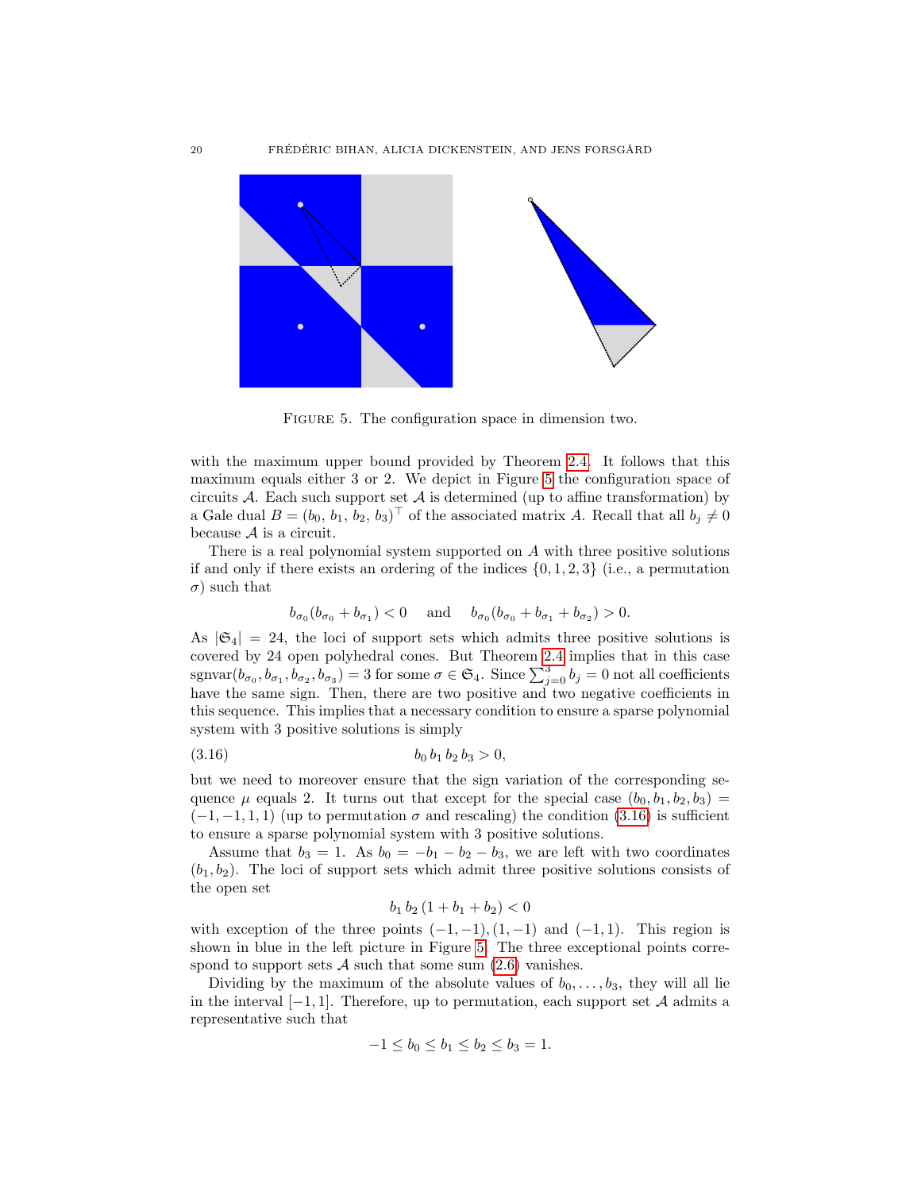FIGURE 5. The configuration space in dimension two.

with the maximum upper bound provided by Theorem 2.4. It follows that this maximum equals either 3 or 2. We depict in Figure 5 the configuration space of circuits $\mathcal{A}$. Each such support set $\mathcal{A}$ is determined (up to affine transformation) by a Gale dual $B = (b_0, b_1, b_2, b_3)^\top$ of the associated matrix $A$. Recall that all $b_j \neq 0$ because $\mathcal{A}$ is a circuit.

There is a real polynomial system supported on $A$ with three positive solutions if and only if there exists an ordering of the indices $\{0, 1, 2, 3\}$ (i.e., a permutation $\sigma$) such that

$$b_{\sigma_0}(b_{\sigma_0} + b_{\sigma_1}) < 0 \quad \text{and} \quad b_{\sigma_0}(b_{\sigma_0} + b_{\sigma_1} + b_{\sigma_2}) > 0.$$

As $|\mathfrak{S}_4| = 24$, the loci of support sets which admits three positive solutions is covered by 24 open polyhedral cones. But Theorem 2.4 implies that in this case $\operatorname{sgnvar}(b_{\sigma_0}, b_{\sigma_1}, b_{\sigma_2}, b_{\sigma_3}) = 3$ for some $\sigma \in \mathfrak{S}_4$. Since $\sum_{j=0}^{3} b_j = 0$ not all coefficients have the same sign. Then, there are two positive and two negative coefficients in this sequence. This implies that a necessary condition to ensure a sparse polynomial system with 3 positive solutions is simply

$$b_0\, b_1\, b_2\, b_3 > 0, \tag{3.16}$$

but we need to moreover ensure that the sign variation of the corresponding sequence $\mu$ equals 2. It turns out that except for the special case $(b_0, b_1, b_2, b_3) = (-1, -1, 1, 1)$ (up to permutation $\sigma$ and rescaling) the condition (3.16) is sufficient to ensure a sparse polynomial system with 3 positive solutions.

Assume that $b_3 = 1$. As $b_0 = -b_1 - b_2 - b_3$, we are left with two coordinates $(b_1, b_2)$. The loci of support sets which admit three positive solutions consists of the open set

$$b_1\, b_2\, (1 + b_1 + b_2) < 0$$

with exception of the three points $(-1, -1), (1, -1)$ and $(-1, 1)$. This region is shown in blue in the left picture in Figure 5. The three exceptional points correspond to support sets $\mathcal{A}$ such that some sum (2.6) vanishes.

Dividing by the maximum of the absolute values of $b_0, \ldots, b_3$, they will all lie in the interval $[-1, 1]$. Therefore, up to permutation, each support set $\mathcal{A}$ admits a representative such that

$$-1 \leq b_0 \leq b_1 \leq b_2 \leq b_3 = 1.$$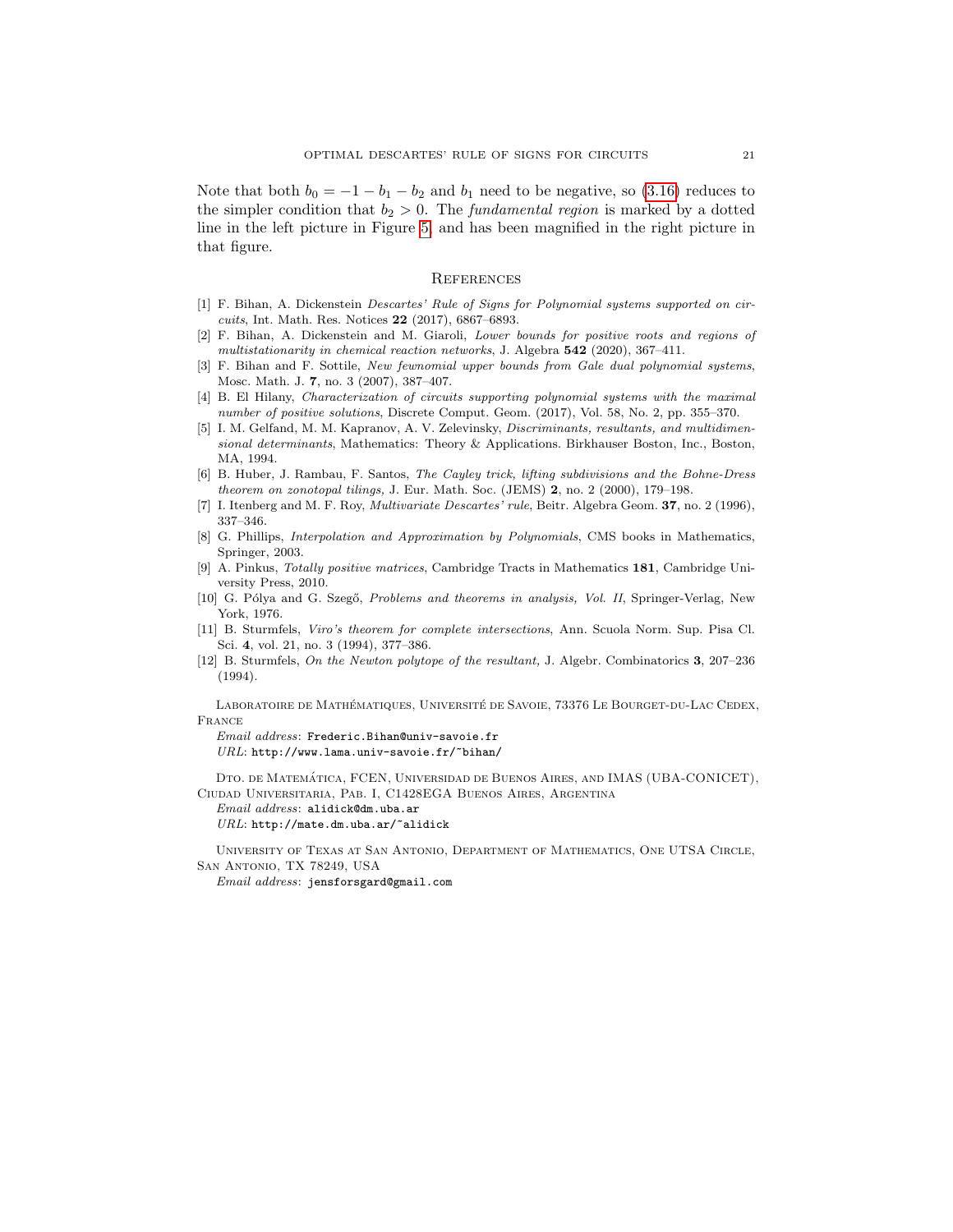Note that both $b_0 = -1 - b_1 - b_2$ and $b_1$ need to be negative, so (3.16) reduces to the simpler condition that $b_2 > 0$. The *fundamental region* is marked by a dotted line in the left picture in Figure 5, and has been magnified in the right picture in that figure.

## References

[1] F. Bihan, A. Dickenstein *Descartes' Rule of Signs for Polynomial systems supported on circuits*, Int. Math. Res. Notices **22** (2017), 6867–6893.

[2] F. Bihan, A. Dickenstein and M. Giaroli, *Lower bounds for positive roots and regions of multistationarity in chemical reaction networks*, J. Algebra **542** (2020), 367–411.

[3] F. Bihan and F. Sottile, *New fewnomial upper bounds from Gale dual polynomial systems*, Mosc. Math. J. **7**, no. 3 (2007), 387–407.

[4] B. El Hilany, *Characterization of circuits supporting polynomial systems with the maximal number of positive solutions*, Discrete Comput. Geom. (2017), Vol. 58, No. 2, pp. 355–370.

[5] I. M. Gelfand, M. M. Kapranov, A. V. Zelevinsky, *Discriminants, resultants, and multidimensional determinants*, Mathematics: Theory & Applications. Birkhauser Boston, Inc., Boston, MA, 1994.

[6] B. Huber, J. Rambau, F. Santos, *The Cayley trick, lifting subdivisions and the Bohne-Dress theorem on zonotopal tilings,* J. Eur. Math. Soc. (JEMS) **2**, no. 2 (2000), 179–198.

[7] I. Itenberg and M. F. Roy, *Multivariate Descartes' rule*, Beitr. Algebra Geom. **37**, no. 2 (1996), 337–346.

[8] G. Phillips, *Interpolation and Approximation by Polynomials*, CMS books in Mathematics, Springer, 2003.

[9] A. Pinkus, *Totally positive matrices*, Cambridge Tracts in Mathematics **181**, Cambridge University Press, 2010.

[10] G. Pólya and G. Szegő, *Problems and theorems in analysis, Vol. II*, Springer-Verlag, New York, 1976.

[11] B. Sturmfels, *Viro's theorem for complete intersections*, Ann. Scuola Norm. Sup. Pisa Cl. Sci. **4**, vol. 21, no. 3 (1994), 377–386.

[12] B. Sturmfels, *On the Newton polytope of the resultant,* J. Algebr. Combinatorics **3**, 207–236 (1994).

Laboratoire de Mathématiques, Université de Savoie, 73376 Le Bourget-du-Lac Cedex, France

*Email address*: Frederic.Bihan@univ-savoie.fr
*URL*: http://www.lama.univ-savoie.fr/~bihan/

Dto. de Matemática, FCEN, Universidad de Buenos Aires, and IMAS (UBA-CONICET), Ciudad Universitaria, Pab. I, C1428EGA Buenos Aires, Argentina

*Email address*: alidick@dm.uba.ar
*URL*: http://mate.dm.uba.ar/~alidick

University of Texas at San Antonio, Department of Mathematics, One UTSA Circle, San Antonio, TX 78249, USA

*Email address*: jensforsgard@gmail.com